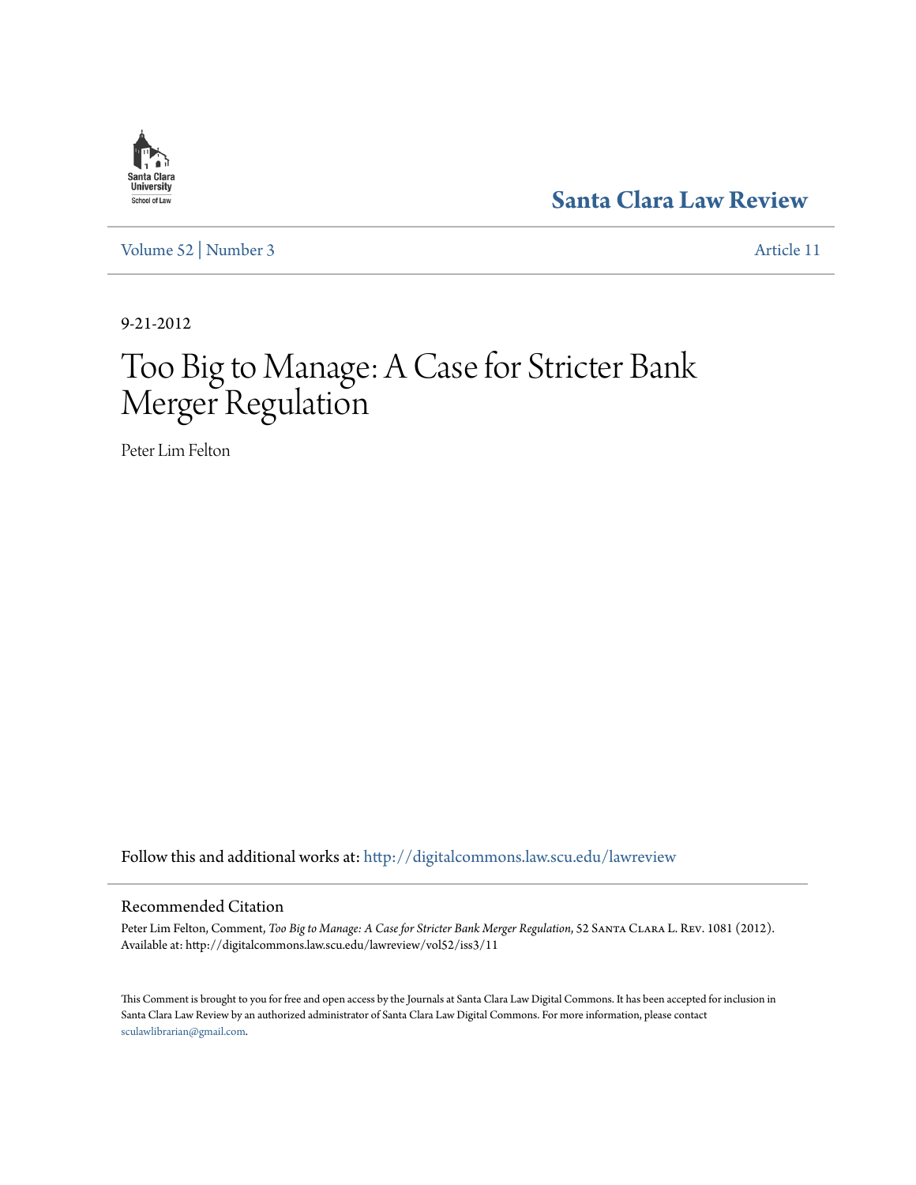Santa Clara University School of Law

**Santa Clara Law Review**

Volume 52 | Number 3 Article 11

9-21-2012

# Too Big to Manage: A Case for Stricter Bank Merger Regulation

Peter Lim Felton

Follow this and additional works at: http://digitalcommons.law.scu.edu/lawreview

## Recommended Citation

Peter Lim Felton, Comment, *Too Big to Manage: A Case for Stricter Bank Merger Regulation*, 52 Santa Clara L. Rev. 1081 (2012). Available at: http://digitalcommons.law.scu.edu/lawreview/vol52/iss3/11

This Comment is brought to you for free and open access by the Journals at Santa Clara Law Digital Commons. It has been accepted for inclusion in Santa Clara Law Review by an authorized administrator of Santa Clara Law Digital Commons. For more information, please contact sculawlibrarian@gmail.com.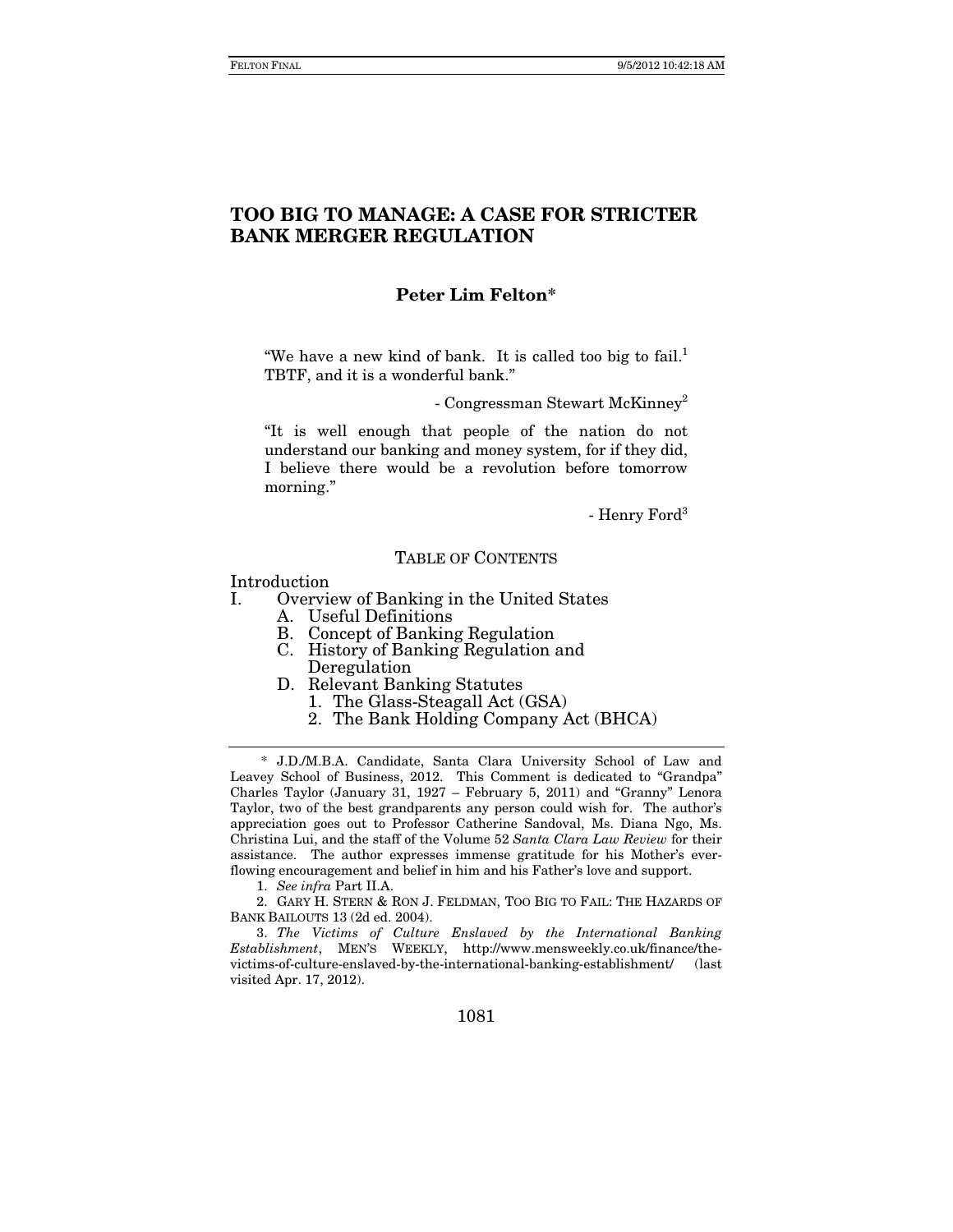# TOO BIG TO MANAGE: A CASE FOR STRICTER BANK MERGER REGULATION

**Peter Lim Felton***

> "We have a new kind of bank. It is called too big to fail.[1] TBTF, and it is a wonderful bank."
>
> - Congressman Stewart McKinney[2]

> "It is well enough that people of the nation do not understand our banking and money system, for if they did, I believe there would be a revolution before tomorrow morning."
>
> - Henry Ford[3]

TABLE OF CONTENTS

Introduction

I. Overview of Banking in the United States
   - A. Useful Definitions
   - B. Concept of Banking Regulation
   - C. History of Banking Regulation and Deregulation
   - D. Relevant Banking Statutes
     1. The Glass-Steagall Act (GSA)
     2. The Bank Holding Company Act (BHCA)

---

\* J.D./M.B.A. Candidate, Santa Clara University School of Law and Leavey School of Business, 2012. This Comment is dedicated to "Grandpa" Charles Taylor (January 31, 1927 – February 5, 2011) and "Granny" Lenora Taylor, two of the best grandparents any person could wish for. The author's appreciation goes out to Professor Catherine Sandoval, Ms. Diana Ngo, Ms. Christina Lui, and the staff of the Volume 52 *Santa Clara Law Review* for their assistance. The author expresses immense gratitude for his Mother's ever-flowing encouragement and belief in him and his Father's love and support.

1. *See infra* Part II.A.

2. GARY H. STERN & RON J. FELDMAN, TOO BIG TO FAIL: THE HAZARDS OF BANK BAILOUTS 13 (2d ed. 2004).

3. *The Victims of Culture Enslaved by the International Banking Establishment*, MEN'S WEEKLY, http://www.mensweekly.co.uk/finance/the-victims-of-culture-enslaved-by-the-international-banking-establishment/ (last visited Apr. 17, 2012).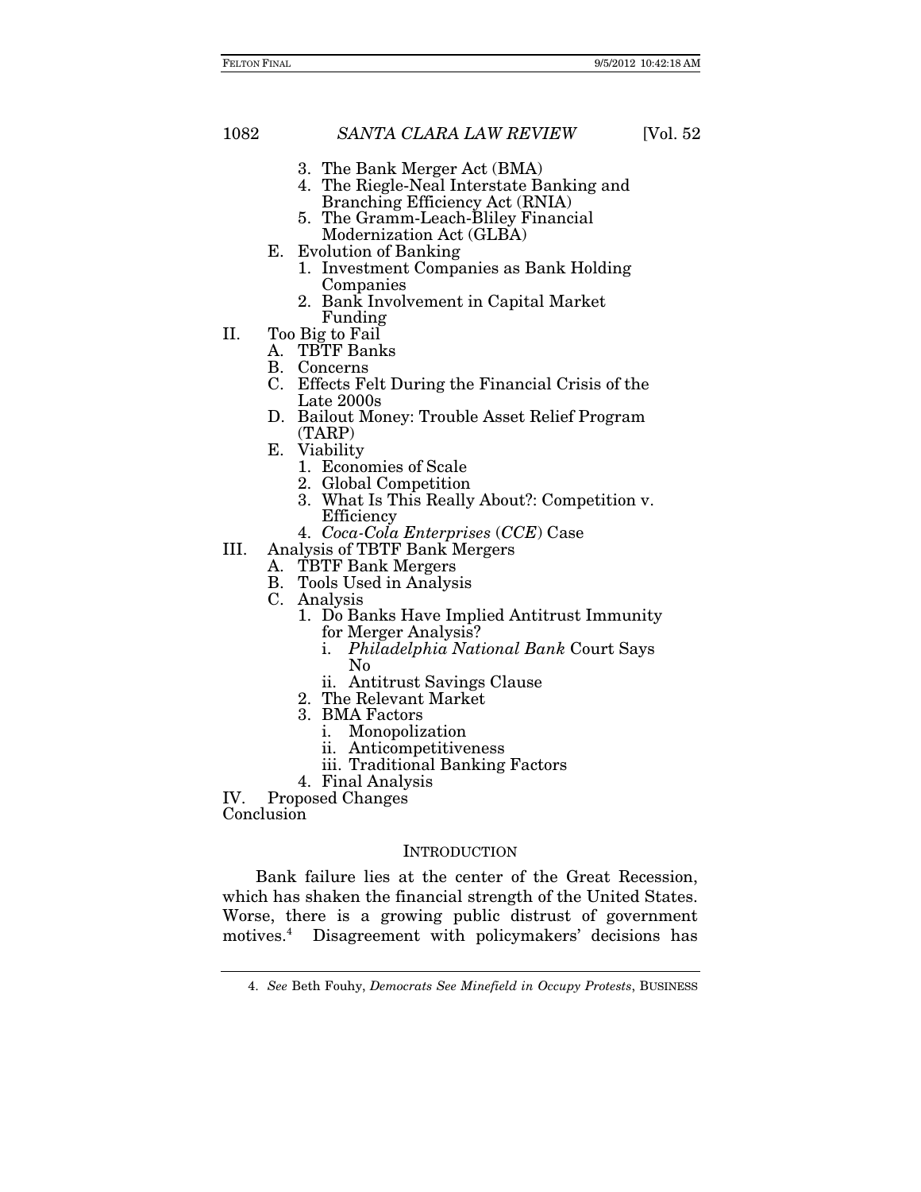3. The Bank Merger Act (BMA)
4. The Riegle-Neal Interstate Banking and Branching Efficiency Act (RNIA)
5. The Gramm-Leach-Bliley Financial Modernization Act (GLBA)

E. Evolution of Banking
1. Investment Companies as Bank Holding Companies
2. Bank Involvement in Capital Market Funding

II. Too Big to Fail
A. TBTF Banks
B. Concerns
C. Effects Felt During the Financial Crisis of the Late 2000s
D. Bailout Money: Trouble Asset Relief Program (TARP)
E. Viability
1. Economies of Scale
2. Global Competition
3. What Is This Really About?: Competition v. Efficiency
4. *Coca-Cola Enterprises* (*CCE*) Case

III. Analysis of TBTF Bank Mergers
A. TBTF Bank Mergers
B. Tools Used in Analysis
C. Analysis
1. Do Banks Have Implied Antitrust Immunity for Merger Analysis?
i. *Philadelphia National Bank* Court Says No
ii. Antitrust Savings Clause
2. The Relevant Market
3. BMA Factors
i. Monopolization
ii. Anticompetitiveness
iii. Traditional Banking Factors
4. Final Analysis

IV. Proposed Changes

Conclusion

## INTRODUCTION

Bank failure lies at the center of the Great Recession, which has shaken the financial strength of the United States. Worse, there is a growing public distrust of government motives.[4] Disagreement with policymakers' decisions has

4. *See* Beth Fouhy, *Democrats See Minefield in Occupy Protests*, BUSINESS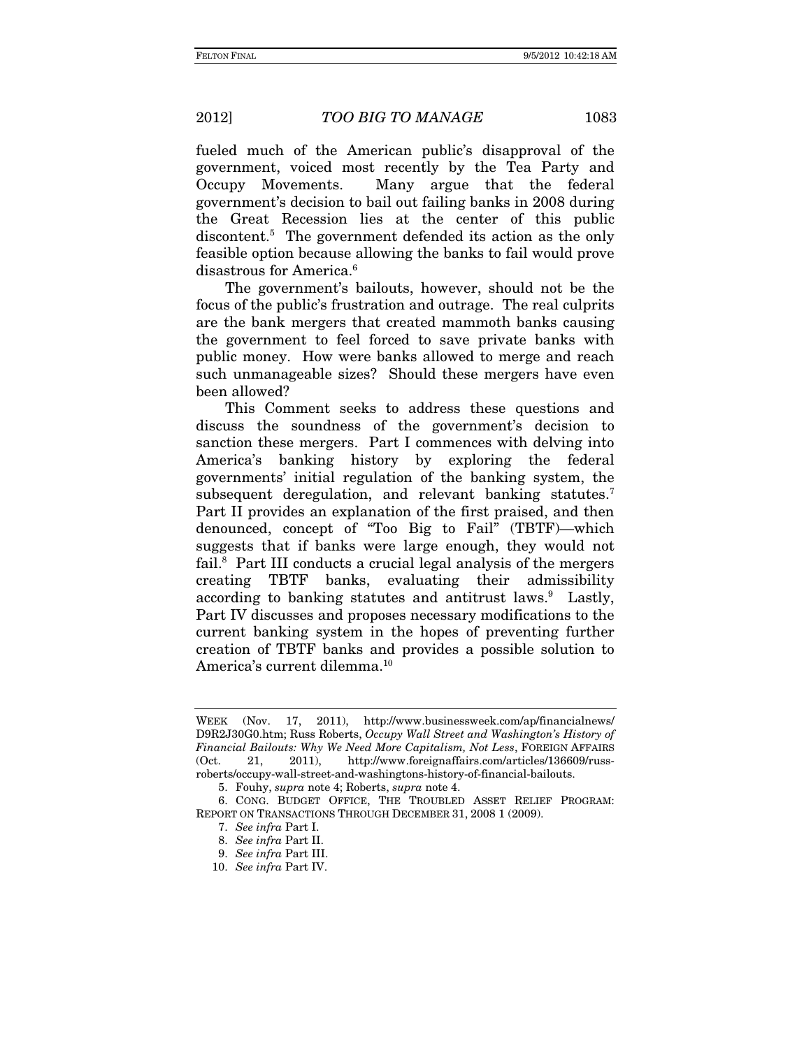fueled much of the American public's disapproval of the government, voiced most recently by the Tea Party and Occupy Movements. Many argue that the federal government's decision to bail out failing banks in 2008 during the Great Recession lies at the center of this public discontent.[5] The government defended its action as the only feasible option because allowing the banks to fail would prove disastrous for America.[6]

The government's bailouts, however, should not be the focus of the public's frustration and outrage. The real culprits are the bank mergers that created mammoth banks causing the government to feel forced to save private banks with public money. How were banks allowed to merge and reach such unmanageable sizes? Should these mergers have even been allowed?

This Comment seeks to address these questions and discuss the soundness of the government's decision to sanction these mergers. Part I commences with delving into America's banking history by exploring the federal governments' initial regulation of the banking system, the subsequent deregulation, and relevant banking statutes.[7] Part II provides an explanation of the first praised, and then denounced, concept of "Too Big to Fail" (TBTF)—which suggests that if banks were large enough, they would not fail.[8] Part III conducts a crucial legal analysis of the mergers creating TBTF banks, evaluating their admissibility according to banking statutes and antitrust laws.[9] Lastly, Part IV discusses and proposes necessary modifications to the current banking system in the hopes of preventing further creation of TBTF banks and provides a possible solution to America's current dilemma.[10]

---

WEEK (Nov. 17, 2011), http://www.businessweek.com/ap/financialnews/D9R2J30G0.htm; Russ Roberts, *Occupy Wall Street and Washington's History of Financial Bailouts: Why We Need More Capitalism, Not Less*, FOREIGN AFFAIRS (Oct. 21, 2011), http://www.foreignaffairs.com/articles/136609/russ-roberts/occupy-wall-street-and-washingtons-history-of-financial-bailouts.

5. Fouhy, *supra* note 4; Roberts, *supra* note 4.

6. CONG. BUDGET OFFICE, THE TROUBLED ASSET RELIEF PROGRAM: REPORT ON TRANSACTIONS THROUGH DECEMBER 31, 2008 1 (2009).

7. *See infra* Part I.

8. *See infra* Part II.

9. *See infra* Part III.

10. *See infra* Part IV.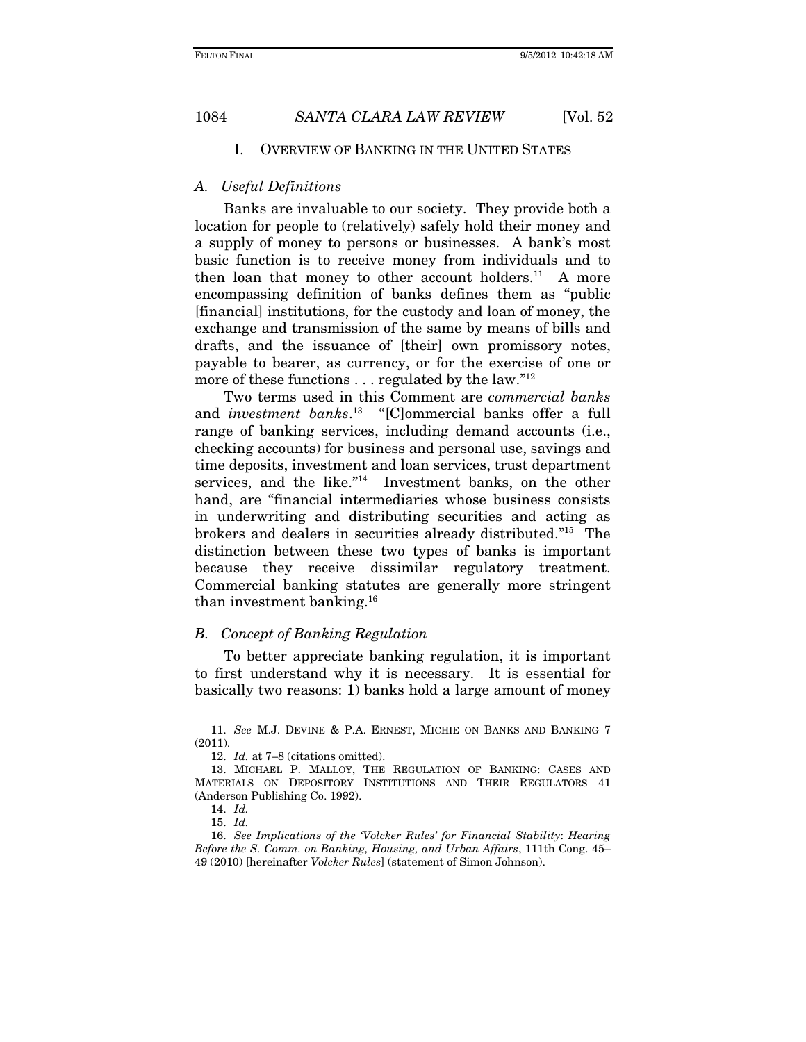## I. OVERVIEW OF BANKING IN THE UNITED STATES

### A. *Useful Definitions*

Banks are invaluable to our society. They provide both a location for people to (relatively) safely hold their money and a supply of money to persons or businesses. A bank's most basic function is to receive money from individuals and to then loan that money to other account holders.[11] A more encompassing definition of banks defines them as "public [financial] institutions, for the custody and loan of money, the exchange and transmission of the same by means of bills and drafts, and the issuance of [their] own promissory notes, payable to bearer, as currency, or for the exercise of one or more of these functions . . . regulated by the law."[12]

Two terms used in this Comment are *commercial banks* and *investment banks*.[13] "[C]ommercial banks offer a full range of banking services, including demand accounts (i.e., checking accounts) for business and personal use, savings and time deposits, investment and loan services, trust department services, and the like."[14] Investment banks, on the other hand, are "financial intermediaries whose business consists in underwriting and distributing securities and acting as brokers and dealers in securities already distributed."[15] The distinction between these two types of banks is important because they receive dissimilar regulatory treatment. Commercial banking statutes are generally more stringent than investment banking.[16]

### B. *Concept of Banking Regulation*

To better appreciate banking regulation, it is important to first understand why it is necessary. It is essential for basically two reasons: 1) banks hold a large amount of money

---

11. *See* M.J. DEVINE & P.A. ERNEST, MICHIE ON BANKS AND BANKING 7 (2011).

12. *Id.* at 7–8 (citations omitted).

13. MICHAEL P. MALLOY, THE REGULATION OF BANKING: CASES AND MATERIALS ON DEPOSITORY INSTITUTIONS AND THEIR REGULATORS 41 (Anderson Publishing Co. 1992).

14. *Id.*

15. *Id.*

16. *See Implications of the 'Volcker Rules' for Financial Stability*: *Hearing Before the S. Comm. on Banking, Housing, and Urban Affairs*, 111th Cong. 45–49 (2010) [hereinafter *Volcker Rules*] (statement of Simon Johnson).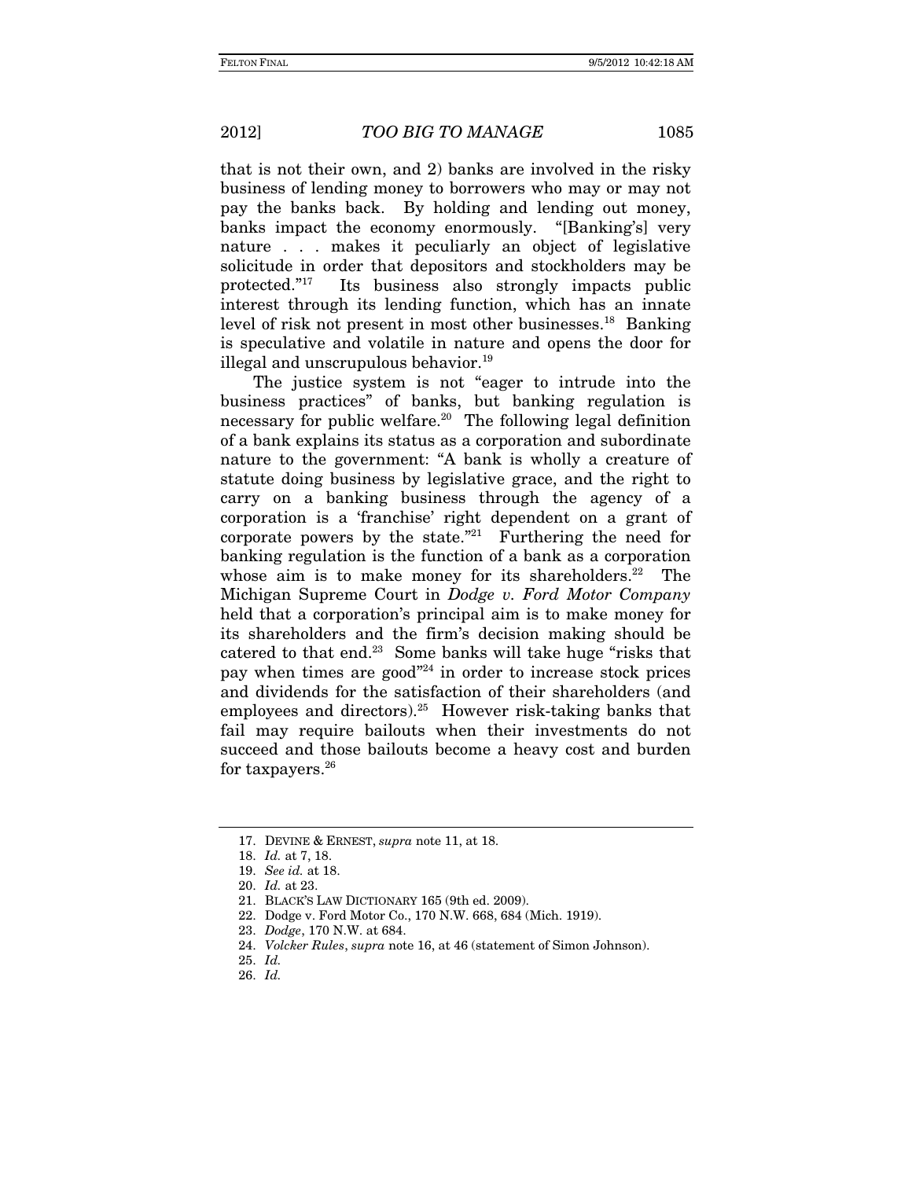that is not their own, and 2) banks are involved in the risky business of lending money to borrowers who may or may not pay the banks back. By holding and lending out money, banks impact the economy enormously. "[Banking's] very nature . . . makes it peculiarly an object of legislative solicitude in order that depositors and stockholders may be protected."[17] Its business also strongly impacts public interest through its lending function, which has an innate level of risk not present in most other businesses.[18] Banking is speculative and volatile in nature and opens the door for illegal and unscrupulous behavior.[19]

The justice system is not "eager to intrude into the business practices" of banks, but banking regulation is necessary for public welfare.[20] The following legal definition of a bank explains its status as a corporation and subordinate nature to the government: "A bank is wholly a creature of statute doing business by legislative grace, and the right to carry on a banking business through the agency of a corporation is a 'franchise' right dependent on a grant of corporate powers by the state."[21] Furthering the need for banking regulation is the function of a bank as a corporation whose aim is to make money for its shareholders.[22] The Michigan Supreme Court in *Dodge v. Ford Motor Company* held that a corporation's principal aim is to make money for its shareholders and the firm's decision making should be catered to that end.[23] Some banks will take huge "risks that pay when times are good"[24] in order to increase stock prices and dividends for the satisfaction of their shareholders (and employees and directors).[25] However risk-taking banks that fail may require bailouts when their investments do not succeed and those bailouts become a heavy cost and burden for taxpayers.[26]

---

17. DEVINE & ERNEST, *supra* note 11, at 18.
18. *Id.* at 7, 18.
19. *See id.* at 18.
20. *Id.* at 23.
21. BLACK'S LAW DICTIONARY 165 (9th ed. 2009).
22. Dodge v. Ford Motor Co., 170 N.W. 668, 684 (Mich. 1919).
23. *Dodge*, 170 N.W. at 684.
24. *Volcker Rules*, *supra* note 16, at 46 (statement of Simon Johnson).
25. *Id.*
26. *Id.*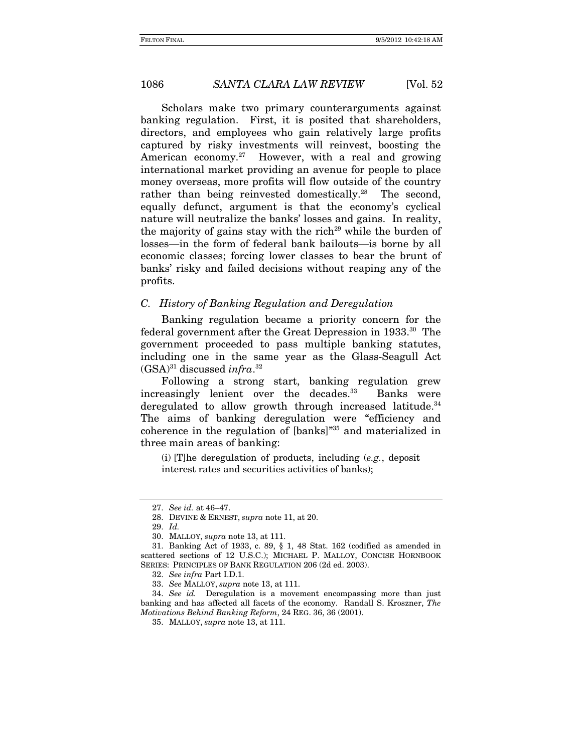Scholars make two primary counterarguments against banking regulation. First, it is posited that shareholders, directors, and employees who gain relatively large profits captured by risky investments will reinvest, boosting the American economy.[27] However, with a real and growing international market providing an avenue for people to place money overseas, more profits will flow outside of the country rather than being reinvested domestically.[28] The second, equally defunct, argument is that the economy's cyclical nature will neutralize the banks' losses and gains. In reality, the majority of gains stay with the rich[29] while the burden of losses—in the form of federal bank bailouts—is borne by all economic classes; forcing lower classes to bear the brunt of banks' risky and failed decisions without reaping any of the profits.

### *C. History of Banking Regulation and Deregulation*

Banking regulation became a priority concern for the federal government after the Great Depression in 1933.[30] The government proceeded to pass multiple banking statutes, including one in the same year as the Glass-Seagull Act (GSA)[31] discussed *infra*.[32]

Following a strong start, banking regulation grew increasingly lenient over the decades.[33] Banks were deregulated to allow growth through increased latitude.[34] The aims of banking deregulation were "efficiency and coherence in the regulation of [banks]"[35] and materialized in three main areas of banking:

> (i) [T]he deregulation of products, including (*e.g.*, deposit interest rates and securities activities of banks);

---

27. *See id.* at 46–47.

28. DEVINE & ERNEST, *supra* note 11, at 20.

29. *Id.*

30. MALLOY, *supra* note 13, at 111.

31. Banking Act of 1933, c. 89, § 1, 48 Stat. 162 (codified as amended in scattered sections of 12 U.S.C.); MICHAEL P. MALLOY, CONCISE HORNBOOK SERIES: PRINCIPLES OF BANK REGULATION 206 (2d ed. 2003).

32. *See infra* Part I.D.1.

33. *See* MALLOY, *supra* note 13, at 111.

34. *See id.* Deregulation is a movement encompassing more than just banking and has affected all facets of the economy. Randall S. Kroszner, *The Motivations Behind Banking Reform*, 24 REG. 36, 36 (2001).

35. MALLOY, *supra* note 13, at 111.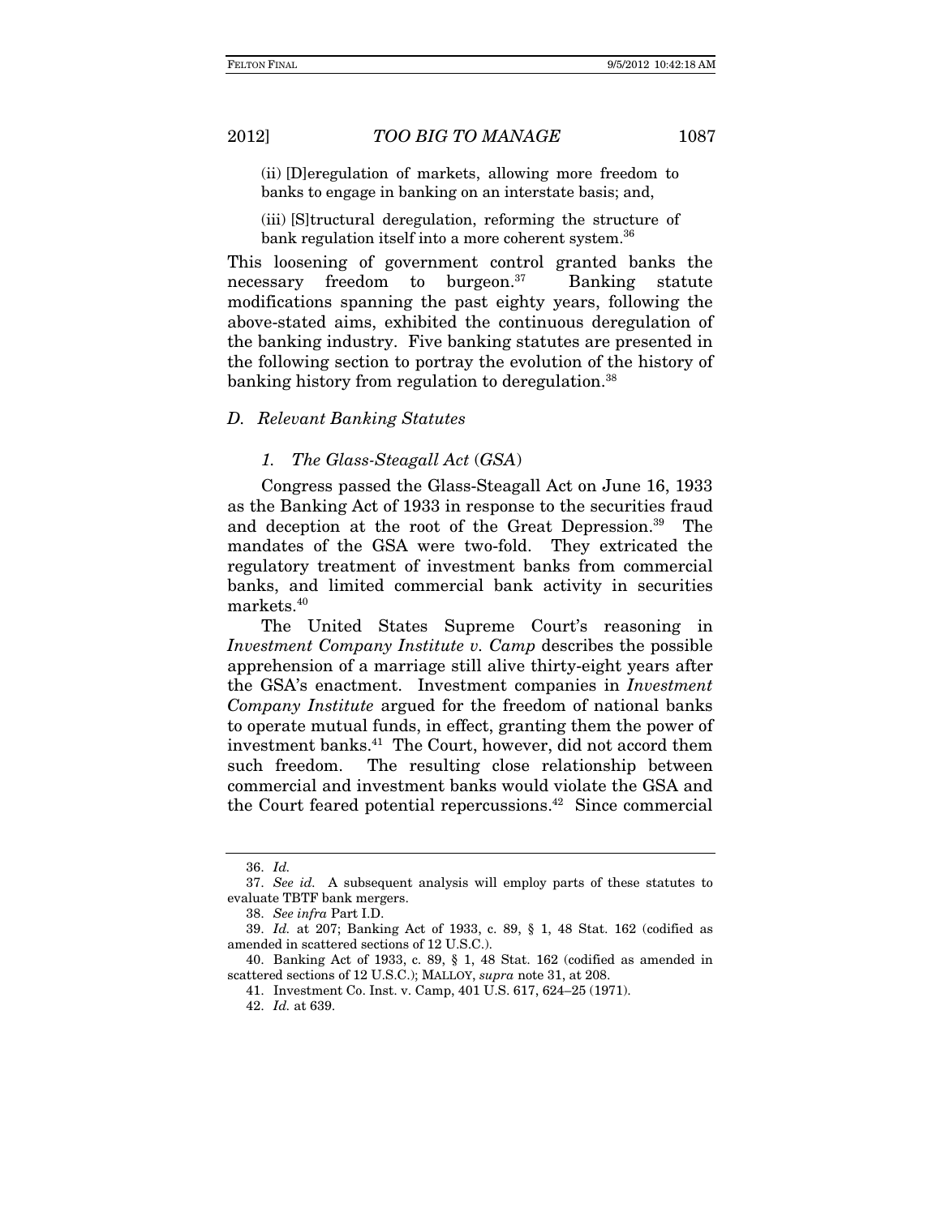(ii) [D]eregulation of markets, allowing more freedom to banks to engage in banking on an interstate basis; and,

(iii) [S]tructural deregulation, reforming the structure of bank regulation itself into a more coherent system.[36]

This loosening of government control granted banks the necessary freedom to burgeon.[37] Banking statute modifications spanning the past eighty years, following the above-stated aims, exhibited the continuous deregulation of the banking industry. Five banking statutes are presented in the following section to portray the evolution of the history of banking history from regulation to deregulation.[38]

### *D. Relevant Banking Statutes*

#### *1. The Glass-Steagall Act (GSA)*

Congress passed the Glass-Steagall Act on June 16, 1933 as the Banking Act of 1933 in response to the securities fraud and deception at the root of the Great Depression.[39] The mandates of the GSA were two-fold. They extricated the regulatory treatment of investment banks from commercial banks, and limited commercial bank activity in securities markets.[40]

The United States Supreme Court's reasoning in *Investment Company Institute v. Camp* describes the possible apprehension of a marriage still alive thirty-eight years after the GSA's enactment. Investment companies in *Investment Company Institute* argued for the freedom of national banks to operate mutual funds, in effect, granting them the power of investment banks.[41] The Court, however, did not accord them such freedom. The resulting close relationship between commercial and investment banks would violate the GSA and the Court feared potential repercussions.[42] Since commercial

---

36. *Id.*

37. *See id.* A subsequent analysis will employ parts of these statutes to evaluate TBTF bank mergers.

38. *See infra* Part I.D.

39. *Id.* at 207; Banking Act of 1933, c. 89, § 1, 48 Stat. 162 (codified as amended in scattered sections of 12 U.S.C.).

40. Banking Act of 1933, c. 89, § 1, 48 Stat. 162 (codified as amended in scattered sections of 12 U.S.C.); MALLOY, *supra* note 31, at 208.

41. Investment Co. Inst. v. Camp, 401 U.S. 617, 624–25 (1971).

42. *Id.* at 639.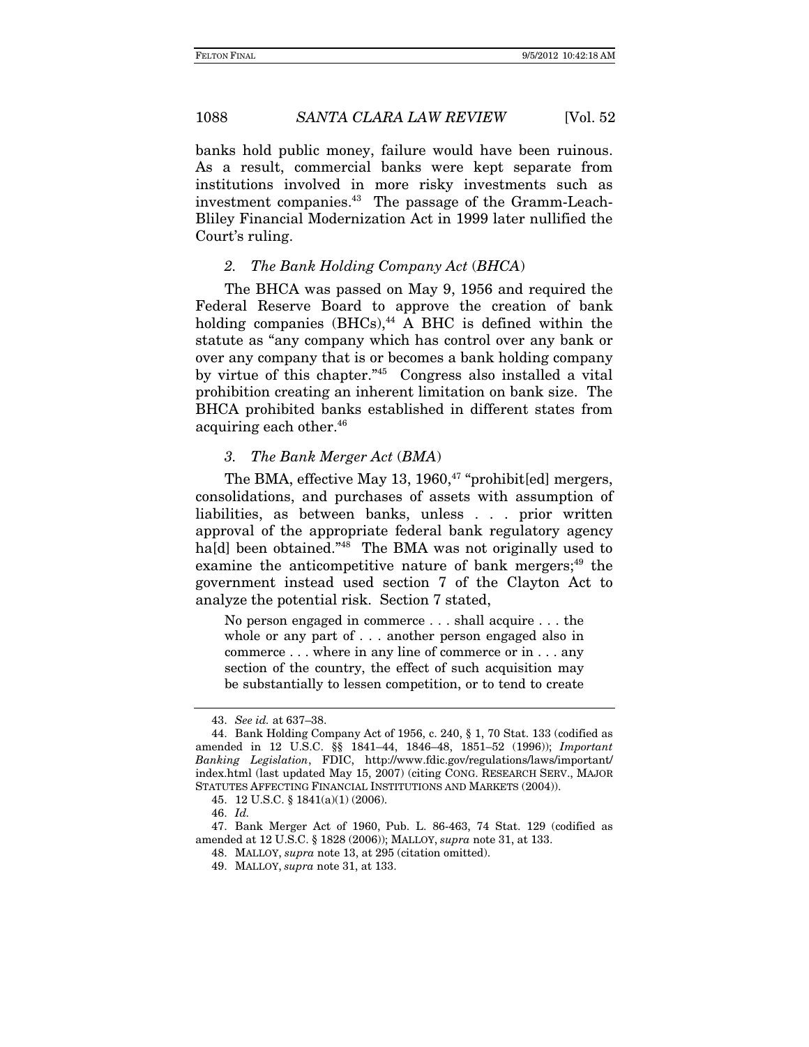banks hold public money, failure would have been ruinous. As a result, commercial banks were kept separate from institutions involved in more risky investments such as investment companies.[43] The passage of the Gramm-Leach-Bliley Financial Modernization Act in 1999 later nullified the Court's ruling.

### *2. The Bank Holding Company Act (BHCA)*

The BHCA was passed on May 9, 1956 and required the Federal Reserve Board to approve the creation of bank holding companies (BHCs),[44] A BHC is defined within the statute as "any company which has control over any bank or over any company that is or becomes a bank holding company by virtue of this chapter."[45] Congress also installed a vital prohibition creating an inherent limitation on bank size. The BHCA prohibited banks established in different states from acquiring each other.[46]

### *3. The Bank Merger Act (BMA)*

The BMA, effective May 13, 1960,[47] "prohibit[ed] mergers, consolidations, and purchases of assets with assumption of liabilities, as between banks, unless . . . prior written approval of the appropriate federal bank regulatory agency ha[d] been obtained."[48] The BMA was not originally used to examine the anticompetitive nature of bank mergers;[49] the government instead used section 7 of the Clayton Act to analyze the potential risk. Section 7 stated,

> No person engaged in commerce . . . shall acquire . . . the whole or any part of . . . another person engaged also in commerce . . . where in any line of commerce or in . . . any section of the country, the effect of such acquisition may be substantially to lessen competition, or to tend to create

---

43. *See id.* at 637–38.

44. Bank Holding Company Act of 1956, c. 240, § 1, 70 Stat. 133 (codified as amended in 12 U.S.C. §§ 1841–44, 1846–48, 1851–52 (1996)); *Important Banking Legislation*, FDIC, http://www.fdic.gov/regulations/laws/important/index.html (last updated May 15, 2007) (citing CONG. RESEARCH SERV., MAJOR STATUTES AFFECTING FINANCIAL INSTITUTIONS AND MARKETS (2004)).

45. 12 U.S.C. § 1841(a)(1) (2006).

46. *Id.*

47. Bank Merger Act of 1960, Pub. L. 86-463, 74 Stat. 129 (codified as amended at 12 U.S.C. § 1828 (2006)); MALLOY, *supra* note 31, at 133.

48. MALLOY, *supra* note 13, at 295 (citation omitted).

49. MALLOY, *supra* note 31, at 133.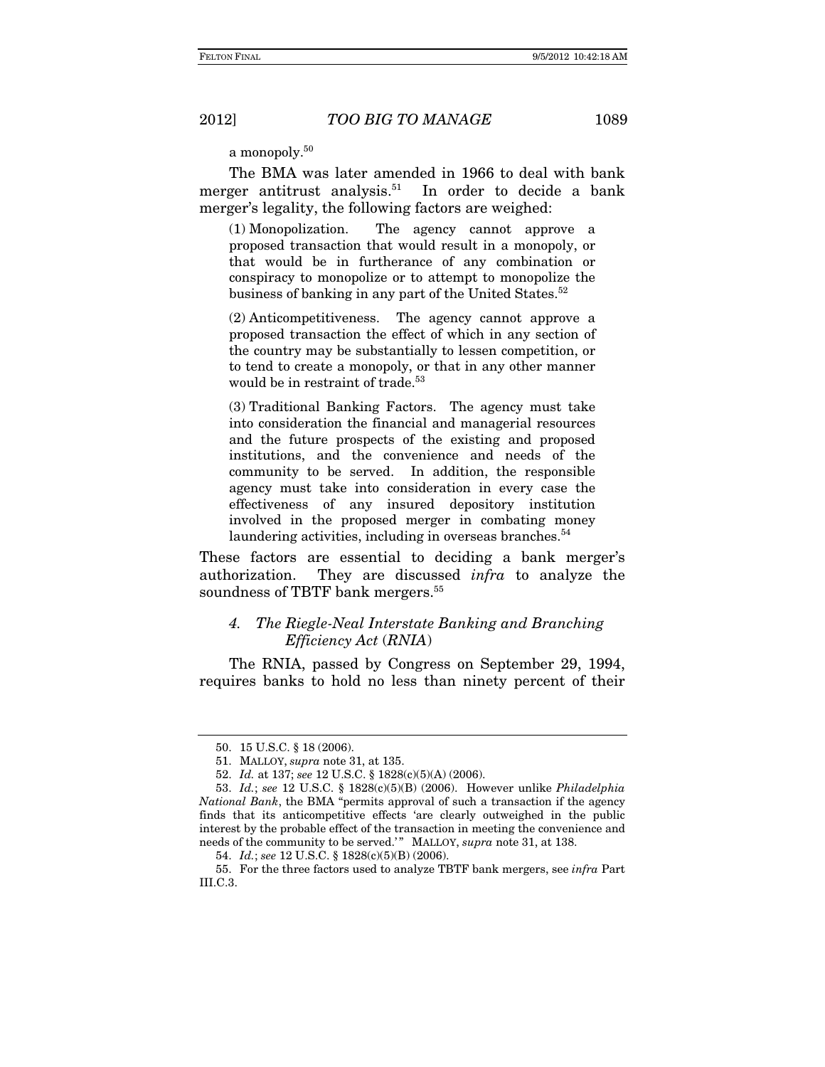a monopoly.[50]

The BMA was later amended in 1966 to deal with bank merger antitrust analysis.[51] In order to decide a bank merger's legality, the following factors are weighed:

> (1) Monopolization. The agency cannot approve a proposed transaction that would result in a monopoly, or that would be in furtherance of any combination or conspiracy to monopolize or to attempt to monopolize the business of banking in any part of the United States.[52]
>
> (2) Anticompetitiveness. The agency cannot approve a proposed transaction the effect of which in any section of the country may be substantially to lessen competition, or to tend to create a monopoly, or that in any other manner would be in restraint of trade.[53]
>
> (3) Traditional Banking Factors. The agency must take into consideration the financial and managerial resources and the future prospects of the existing and proposed institutions, and the convenience and needs of the community to be served. In addition, the responsible agency must take into consideration in every case the effectiveness of any insured depository institution involved in the proposed merger in combating money laundering activities, including in overseas branches.[54]

These factors are essential to deciding a bank merger's authorization. They are discussed *infra* to analyze the soundness of TBTF bank mergers.[55]

### *4. The Riegle-Neal Interstate Banking and Branching Efficiency Act (RNIA)*

The RNIA, passed by Congress on September 29, 1994, requires banks to hold no less than ninety percent of their

---

50. 15 U.S.C. § 18 (2006).

51. MALLOY, *supra* note 31, at 135.

52. *Id.* at 137; *see* 12 U.S.C. § 1828(c)(5)(A) (2006).

53. *Id.*; *see* 12 U.S.C. § 1828(c)(5)(B) (2006). However unlike *Philadelphia National Bank*, the BMA "permits approval of such a transaction if the agency finds that its anticompetitive effects 'are clearly outweighed in the public interest by the probable effect of the transaction in meeting the convenience and needs of the community to be served.'" MALLOY, *supra* note 31, at 138.

54. *Id.*; *see* 12 U.S.C. § 1828(c)(5)(B) (2006).

55. For the three factors used to analyze TBTF bank mergers, see *infra* Part III.C.3.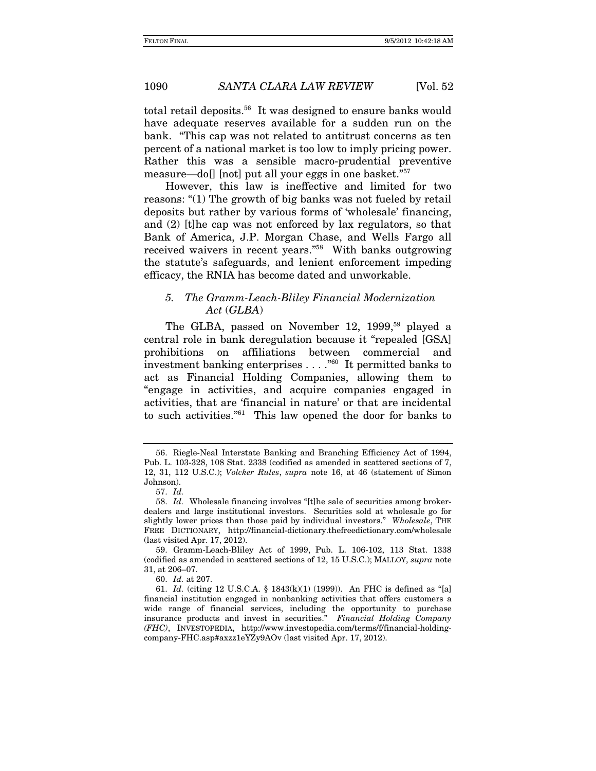total retail deposits.[56] It was designed to ensure banks would have adequate reserves available for a sudden run on the bank. "This cap was not related to antitrust concerns as ten percent of a national market is too low to imply pricing power. Rather this was a sensible macro-prudential preventive measure—do[] [not] put all your eggs in one basket."[57]

However, this law is ineffective and limited for two reasons: "(1) The growth of big banks was not fueled by retail deposits but rather by various forms of 'wholesale' financing, and (2) [t]he cap was not enforced by lax regulators, so that Bank of America, J.P. Morgan Chase, and Wells Fargo all received waivers in recent years."[58] With banks outgrowing the statute's safeguards, and lenient enforcement impeding efficacy, the RNIA has become dated and unworkable.

### *5. The Gramm-Leach-Bliley Financial Modernization Act (GLBA)*

The GLBA, passed on November 12, 1999,[59] played a central role in bank deregulation because it "repealed [GSA] prohibitions on affiliations between commercial and investment banking enterprises . . . ."[60] It permitted banks to act as Financial Holding Companies, allowing them to "engage in activities, and acquire companies engaged in activities, that are 'financial in nature' or that are incidental to such activities."[61] This law opened the door for banks to

---

56. Riegle-Neal Interstate Banking and Branching Efficiency Act of 1994, Pub. L. 103-328, 108 Stat. 2338 (codified as amended in scattered sections of 7, 12, 31, 112 U.S.C.); *Volcker Rules*, *supra* note 16, at 46 (statement of Simon Johnson).

57. *Id.*

58. *Id.* Wholesale financing involves "[t]he sale of securities among broker-dealers and large institutional investors. Securities sold at wholesale go for slightly lower prices than those paid by individual investors." *Wholesale*, THE FREE DICTIONARY, http://financial-dictionary.thefreedictionary.com/wholesale (last visited Apr. 17, 2012).

59. Gramm-Leach-Bliley Act of 1999, Pub. L. 106-102, 113 Stat. 1338 (codified as amended in scattered sections of 12, 15 U.S.C.); MALLOY, *supra* note 31, at 206–07.

60. *Id.* at 207.

61. *Id.* (citing 12 U.S.C.A. § 1843(k)(1) (1999)). An FHC is defined as "[a] financial institution engaged in nonbanking activities that offers customers a wide range of financial services, including the opportunity to purchase insurance products and invest in securities." *Financial Holding Company (FHC)*, INVESTOPEDIA, http://www.investopedia.com/terms/f/financial-holding-company-FHC.asp#axzz1eYZy9AOv (last visited Apr. 17, 2012).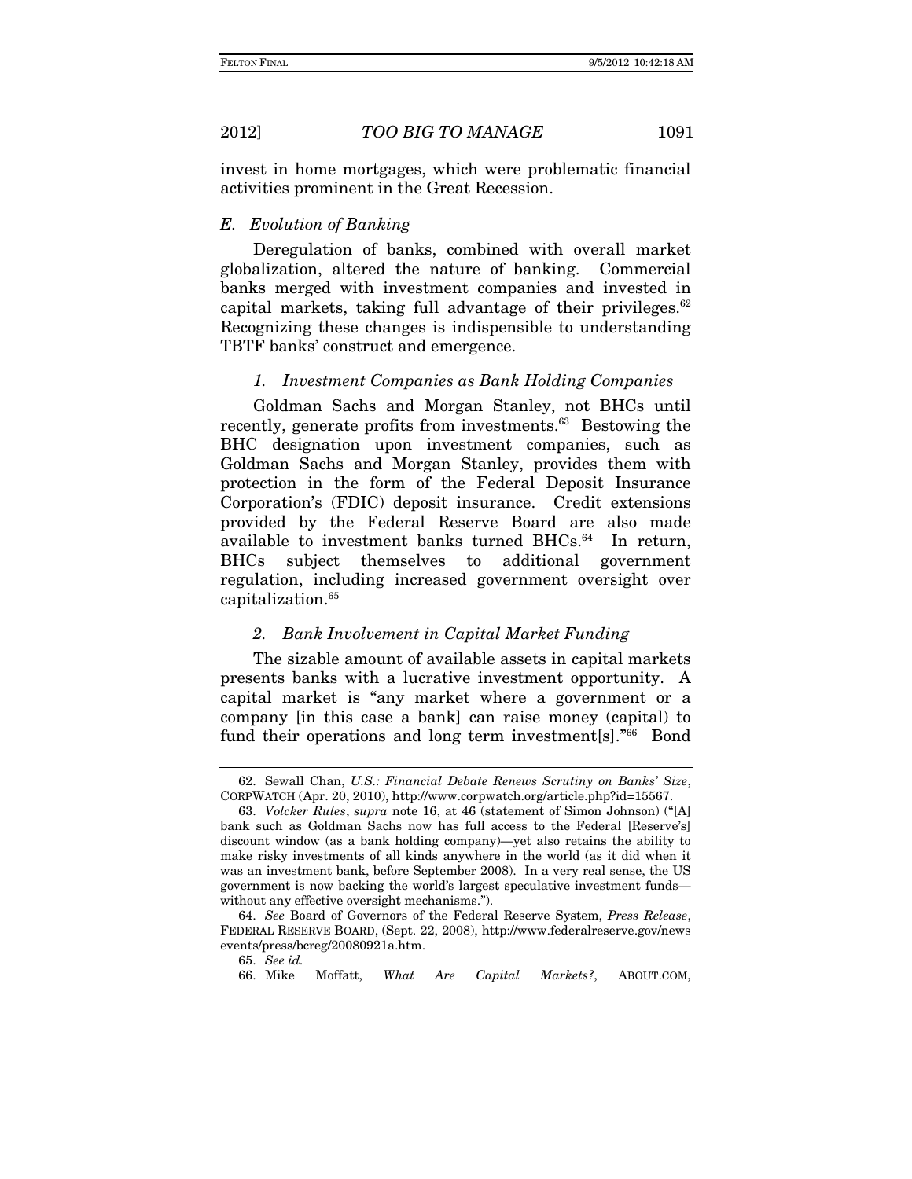invest in home mortgages, which were problematic financial activities prominent in the Great Recession.

### *E. Evolution of Banking*

Deregulation of banks, combined with overall market globalization, altered the nature of banking. Commercial banks merged with investment companies and invested in capital markets, taking full advantage of their privileges.[62] Recognizing these changes is indispensible to understanding TBTF banks' construct and emergence.

#### *1. Investment Companies as Bank Holding Companies*

Goldman Sachs and Morgan Stanley, not BHCs until recently, generate profits from investments.[63] Bestowing the BHC designation upon investment companies, such as Goldman Sachs and Morgan Stanley, provides them with protection in the form of the Federal Deposit Insurance Corporation's (FDIC) deposit insurance. Credit extensions provided by the Federal Reserve Board are also made available to investment banks turned BHCs.[64] In return, BHCs subject themselves to additional government regulation, including increased government oversight over capitalization.[65]

#### *2. Bank Involvement in Capital Market Funding*

The sizable amount of available assets in capital markets presents banks with a lucrative investment opportunity. A capital market is "any market where a government or a company [in this case a bank] can raise money (capital) to fund their operations and long term investment[s]."[66] Bond

---

62. Sewall Chan, *U.S.: Financial Debate Renews Scrutiny on Banks' Size*, CORPWATCH (Apr. 20, 2010), http://www.corpwatch.org/article.php?id=15567.

63. *Volcker Rules*, *supra* note 16, at 46 (statement of Simon Johnson) ("[A] bank such as Goldman Sachs now has full access to the Federal [Reserve's] discount window (as a bank holding company)—yet also retains the ability to make risky investments of all kinds anywhere in the world (as it did when it was an investment bank, before September 2008). In a very real sense, the US government is now backing the world's largest speculative investment funds—without any effective oversight mechanisms.").

64. *See* Board of Governors of the Federal Reserve System, *Press Release*, FEDERAL RESERVE BOARD, (Sept. 22, 2008), http://www.federalreserve.gov/newsevents/press/bcreg/20080921a.htm.

65. *See id.*

66. Mike Moffatt, *What Are Capital Markets?*, ABOUT.COM,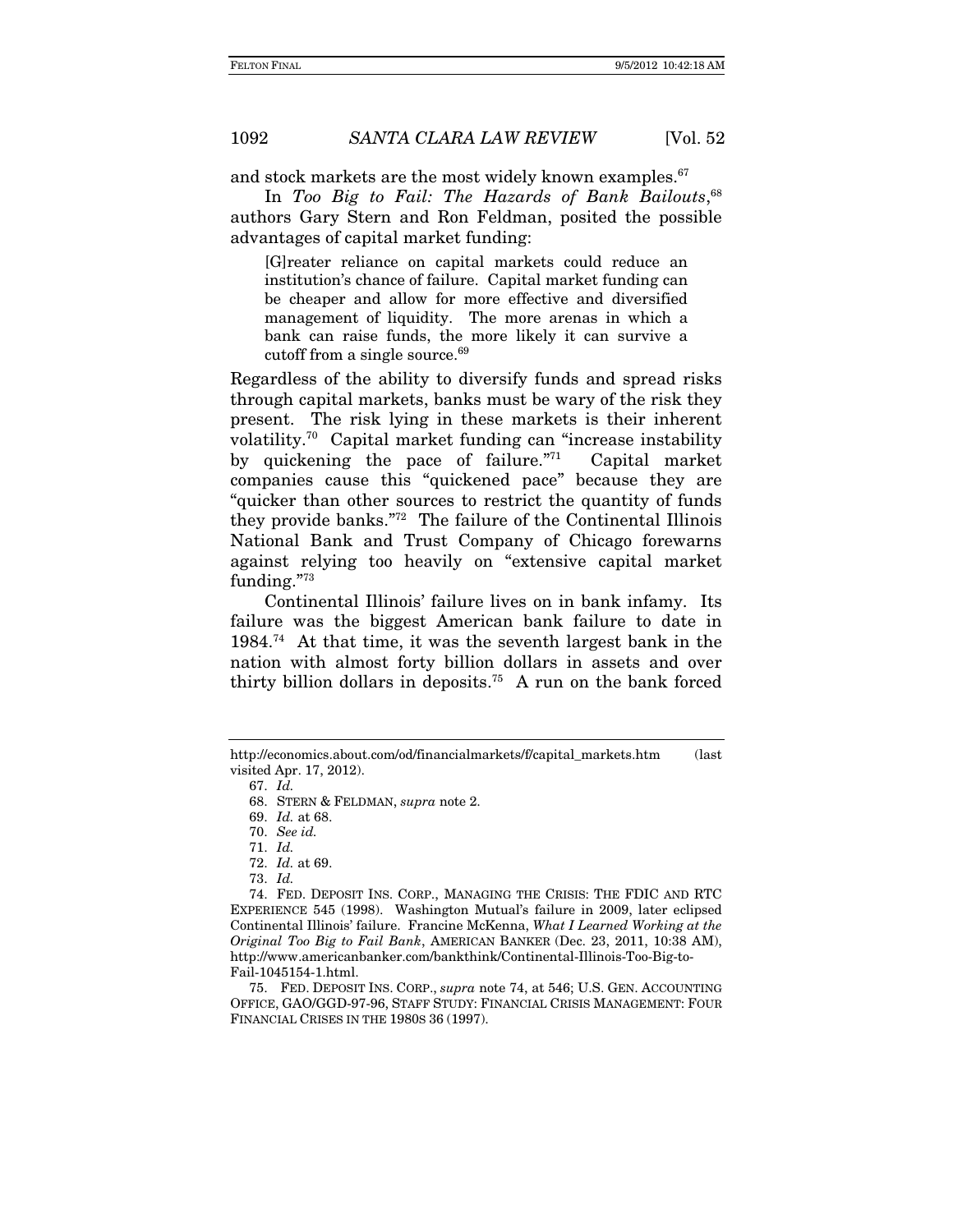and stock markets are the most widely known examples.[67]

In *Too Big to Fail: The Hazards of Bank Bailouts*,[68] authors Gary Stern and Ron Feldman, posited the possible advantages of capital market funding:

> [G]reater reliance on capital markets could reduce an institution's chance of failure. Capital market funding can be cheaper and allow for more effective and diversified management of liquidity. The more arenas in which a bank can raise funds, the more likely it can survive a cutoff from a single source.[69]

Regardless of the ability to diversify funds and spread risks through capital markets, banks must be wary of the risk they present. The risk lying in these markets is their inherent volatility.[70] Capital market funding can "increase instability by quickening the pace of failure."[71] Capital market companies cause this "quickened pace" because they are "quicker than other sources to restrict the quantity of funds they provide banks."[72] The failure of the Continental Illinois National Bank and Trust Company of Chicago forewarns against relying too heavily on "extensive capital market funding."[73]

Continental Illinois' failure lives on in bank infamy. Its failure was the biggest American bank failure to date in 1984.[74] At that time, it was the seventh largest bank in the nation with almost forty billion dollars in assets and over thirty billion dollars in deposits.[75] A run on the bank forced

---

http://economics.about.com/od/financialmarkets/f/capital_markets.htm (last visited Apr. 17, 2012).

67. *Id.*

68. STERN & FELDMAN, *supra* note 2.

69. *Id.* at 68.

70. *See id.*

71. *Id.*

72. *Id.* at 69.

73. *Id.*

74. FED. DEPOSIT INS. CORP., MANAGING THE CRISIS: THE FDIC AND RTC EXPERIENCE 545 (1998). Washington Mutual's failure in 2009, later eclipsed Continental Illinois' failure. Francine McKenna, *What I Learned Working at the Original Too Big to Fail Bank*, AMERICAN BANKER (Dec. 23, 2011, 10:38 AM), http://www.americanbanker.com/bankthink/Continental-Illinois-Too-Big-to-Fail-1045154-1.html.

75. FED. DEPOSIT INS. CORP., *supra* note 74, at 546; U.S. GEN. ACCOUNTING OFFICE, GAO/GGD-97-96, STAFF STUDY: FINANCIAL CRISIS MANAGEMENT: FOUR FINANCIAL CRISES IN THE 1980S 36 (1997).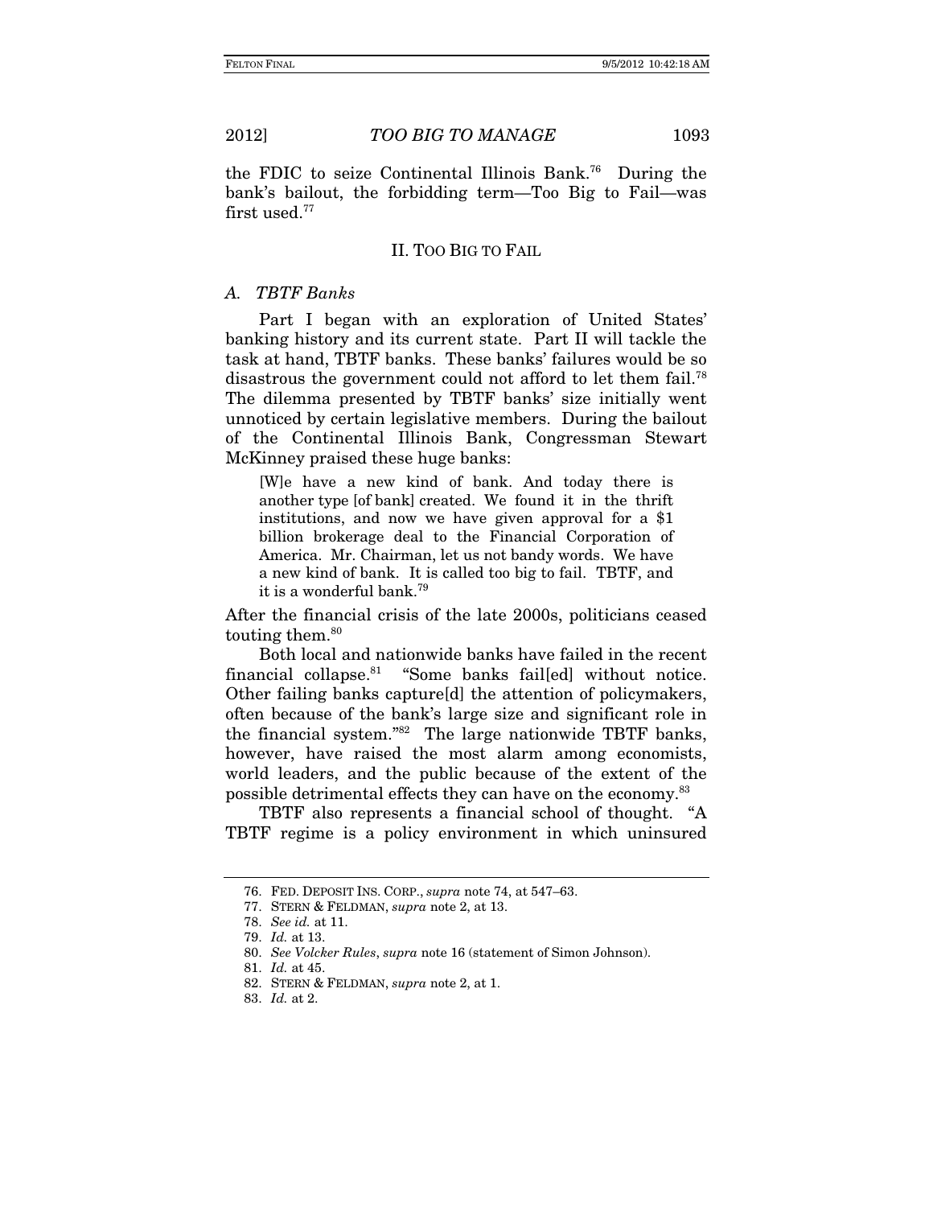the FDIC to seize Continental Illinois Bank.[76] During the bank's bailout, the forbidding term—Too Big to Fail—was first used.[77]

## II. TOO BIG TO FAIL

### *A. TBTF Banks*

Part I began with an exploration of United States' banking history and its current state. Part II will tackle the task at hand, TBTF banks. These banks' failures would be so disastrous the government could not afford to let them fail.[78] The dilemma presented by TBTF banks' size initially went unnoticed by certain legislative members. During the bailout of the Continental Illinois Bank, Congressman Stewart McKinney praised these huge banks:

> [W]e have a new kind of bank. And today there is another type [of bank] created. We found it in the thrift institutions, and now we have given approval for a $1 billion brokerage deal to the Financial Corporation of America. Mr. Chairman, let us not bandy words. We have a new kind of bank. It is called too big to fail. TBTF, and it is a wonderful bank.[79]

After the financial crisis of the late 2000s, politicians ceased touting them.[80]

Both local and nationwide banks have failed in the recent financial collapse.[81] "Some banks fail[ed] without notice. Other failing banks capture[d] the attention of policymakers, often because of the bank's large size and significant role in the financial system."[82] The large nationwide TBTF banks, however, have raised the most alarm among economists, world leaders, and the public because of the extent of the possible detrimental effects they can have on the economy.[83]

TBTF also represents a financial school of thought. "A TBTF regime is a policy environment in which uninsured

---

76. FED. DEPOSIT INS. CORP., *supra* note 74, at 547–63.

77. STERN & FELDMAN, *supra* note 2, at 13.

78. *See id.* at 11.

79. *Id.* at 13.

80. *See Volcker Rules*, *supra* note 16 (statement of Simon Johnson).

81. *Id.* at 45.

82. STERN & FELDMAN, *supra* note 2, at 1.

83. *Id.* at 2.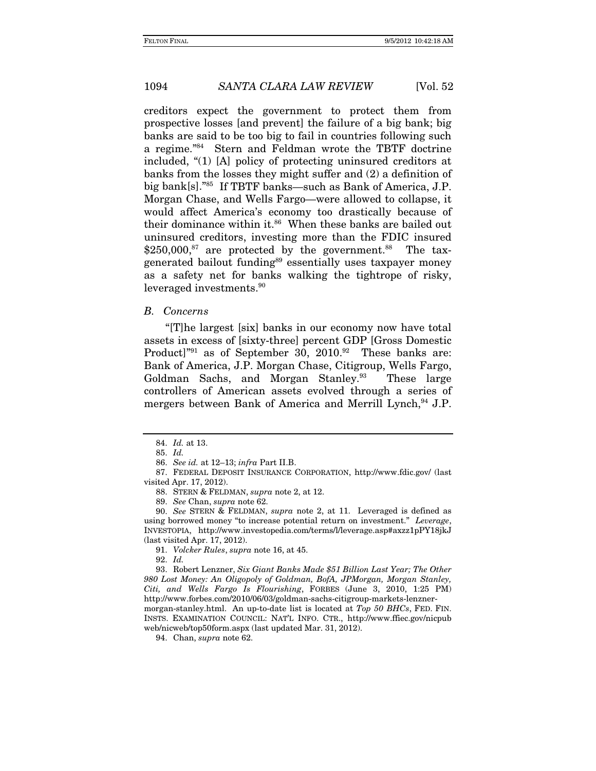creditors expect the government to protect them from prospective losses [and prevent] the failure of a big bank; big banks are said to be too big to fail in countries following such a regime."[84] Stern and Feldman wrote the TBTF doctrine included, "(1) [A] policy of protecting uninsured creditors at banks from the losses they might suffer and (2) a definition of big bank[s]."[85] If TBTF banks—such as Bank of America, J.P. Morgan Chase, and Wells Fargo—were allowed to collapse, it would affect America's economy too drastically because of their dominance within it.[86] When these banks are bailed out uninsured creditors, investing more than the FDIC insured $250,000,[87] are protected by the government.[88] The tax-generated bailout funding[89] essentially uses taxpayer money as a safety net for banks walking the tightrope of risky, leveraged investments.[90]

### *B. Concerns*

"[T]he largest [six] banks in our economy now have total assets in excess of [sixty-three] percent GDP [Gross Domestic Product]"[91] as of September 30, 2010.[92] These banks are: Bank of America, J.P. Morgan Chase, Citigroup, Wells Fargo, Goldman Sachs, and Morgan Stanley.[93] These large controllers of American assets evolved through a series of mergers between Bank of America and Merrill Lynch,[94] J.P.

---

84. *Id.* at 13.

85. *Id.*

86. *See id.* at 12–13; *infra* Part II.B.

87. FEDERAL DEPOSIT INSURANCE CORPORATION, http://www.fdic.gov/ (last visited Apr. 17, 2012).

88. STERN & FELDMAN, *supra* note 2, at 12.

89. *See* Chan, *supra* note 62.

90. *See* STERN & FELDMAN, *supra* note 2, at 11. Leveraged is defined as using borrowed money "to increase potential return on investment." *Leverage*, INVESTOPIA, http://www.investopedia.com/terms/l/leverage.asp#axzz1pPY18jkJ (last visited Apr. 17, 2012).

91. *Volcker Rules*, *supra* note 16, at 45.

92. *Id.*

93. Robert Lenzner, *Six Giant Banks Made $51 Billion Last Year; The Other 980 Lost Money: An Oligopoly of Goldman, BofA, JPMorgan, Morgan Stanley, Citi, and Wells Fargo Is Flourishing*, FORBES (June 3, 2010, 1:25 PM) http://www.forbes.com/2010/06/03/goldman-sachs-citigroup-markets-lenzner-morgan-stanley.html. An up-to-date list is located at *Top 50 BHCs*, FED. FIN. INSTS. EXAMINATION COUNCIL: NAT'L INFO. CTR., http://www.ffiec.gov/nicpubweb/nicweb/top50form.aspx (last updated Mar. 31, 2012).

94. Chan, *supra* note 62.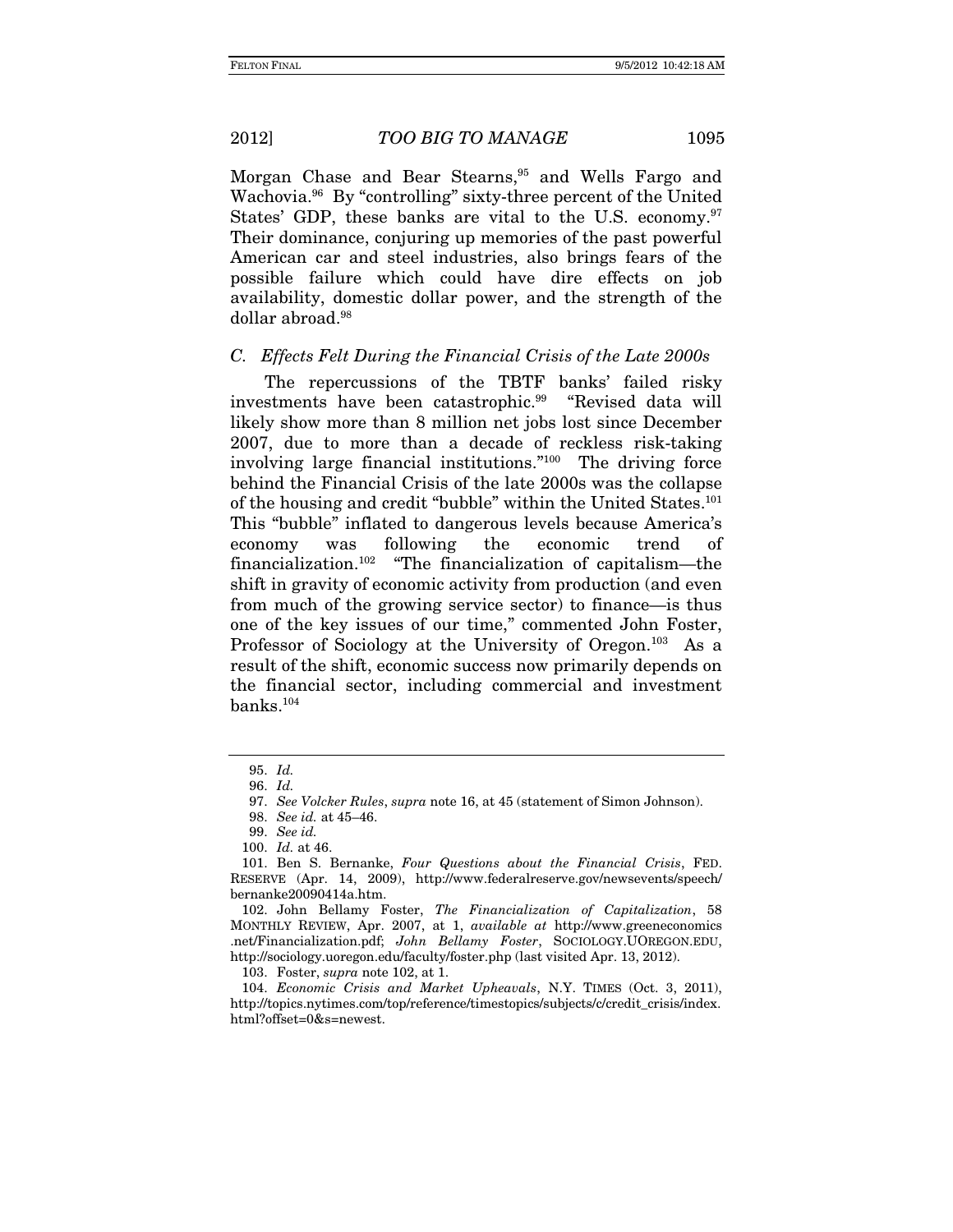Morgan Chase and Bear Stearns,[95] and Wells Fargo and Wachovia.[96] By "controlling" sixty-three percent of the United States' GDP, these banks are vital to the U.S. economy.[97] Their dominance, conjuring up memories of the past powerful American car and steel industries, also brings fears of the possible failure which could have dire effects on job availability, domestic dollar power, and the strength of the dollar abroad.[98]

### *C. Effects Felt During the Financial Crisis of the Late 2000s*

The repercussions of the TBTF banks' failed risky investments have been catastrophic.[99] "Revised data will likely show more than 8 million net jobs lost since December 2007, due to more than a decade of reckless risk-taking involving large financial institutions."[100] The driving force behind the Financial Crisis of the late 2000s was the collapse of the housing and credit "bubble" within the United States.[101] This "bubble" inflated to dangerous levels because America's economy was following the economic trend of financialization.[102] "The financialization of capitalism—the shift in gravity of economic activity from production (and even from much of the growing service sector) to finance—is thus one of the key issues of our time," commented John Foster, Professor of Sociology at the University of Oregon.[103] As a result of the shift, economic success now primarily depends on the financial sector, including commercial and investment banks.[104]

---

95. *Id.*

96. *Id.*

97. *See Volcker Rules*, *supra* note 16, at 45 (statement of Simon Johnson).

98. *See id.* at 45–46.

99. *See id.*

100. *Id.* at 46.

101. Ben S. Bernanke, *Four Questions about the Financial Crisis*, FED. RESERVE (Apr. 14, 2009), http://www.federalreserve.gov/newsevents/speech/bernanke20090414a.htm.

102. John Bellamy Foster, *The Financialization of Capitalization*, 58 MONTHLY REVIEW, Apr. 2007, at 1, *available at* http://www.greeneconomics.net/Financialization.pdf; *John Bellamy Foster*, SOCIOLOGY.UOREGON.EDU, http://sociology.uoregon.edu/faculty/foster.php (last visited Apr. 13, 2012).

103. Foster, *supra* note 102, at 1.

104. *Economic Crisis and Market Upheavals*, N.Y. TIMES (Oct. 3, 2011), http://topics.nytimes.com/top/reference/timestopics/subjects/c/credit_crisis/index.html?offset=0&s=newest.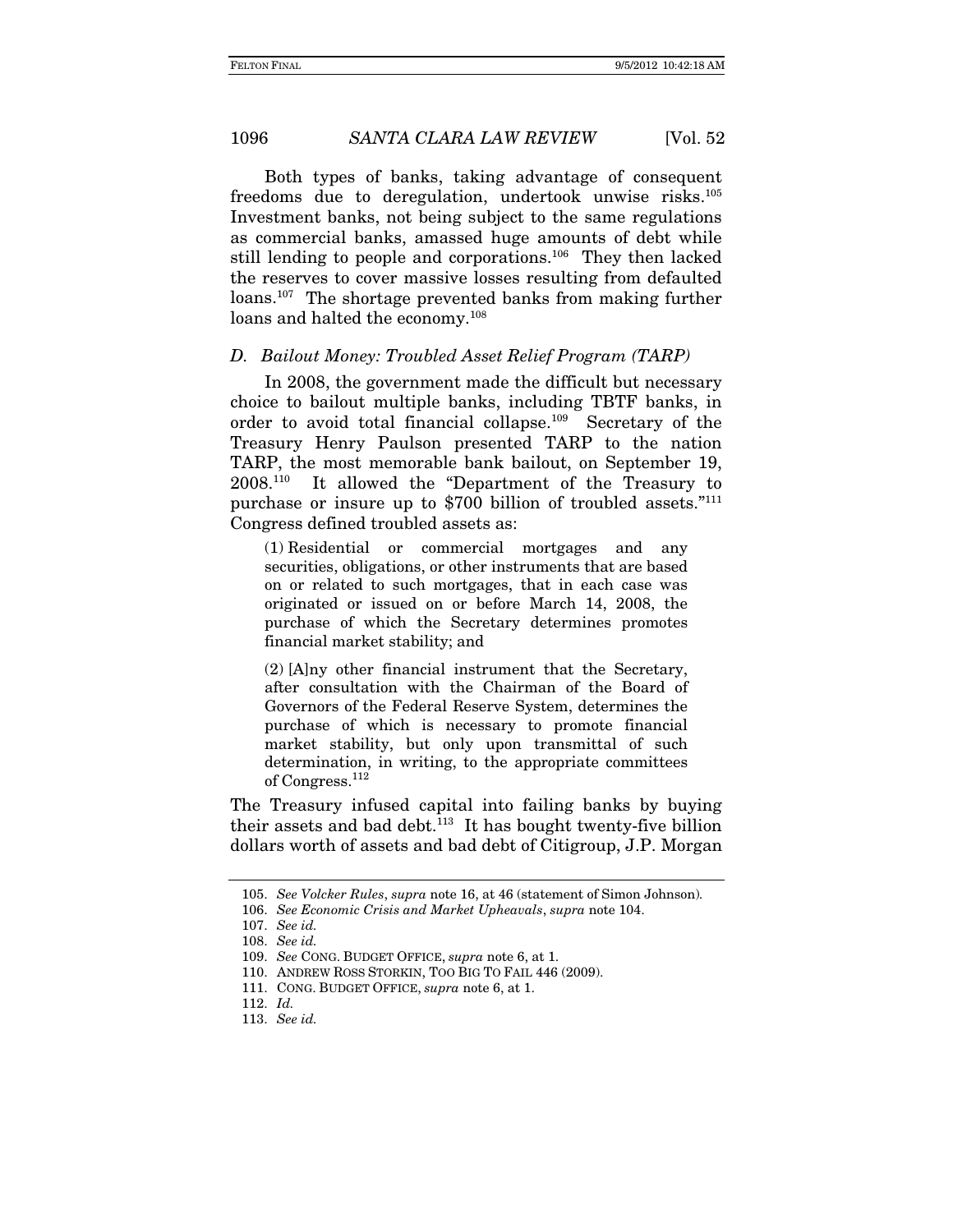Both types of banks, taking advantage of consequent freedoms due to deregulation, undertook unwise risks.[105] Investment banks, not being subject to the same regulations as commercial banks, amassed huge amounts of debt while still lending to people and corporations.[106] They then lacked the reserves to cover massive losses resulting from defaulted loans.[107] The shortage prevented banks from making further loans and halted the economy.[108]

### *D. Bailout Money: Troubled Asset Relief Program (TARP)*

In 2008, the government made the difficult but necessary choice to bailout multiple banks, including TBTF banks, in order to avoid total financial collapse.[109] Secretary of the Treasury Henry Paulson presented TARP to the nation TARP, the most memorable bank bailout, on September 19, 2008.[110] It allowed the "Department of the Treasury to purchase or insure up to $700 billion of troubled assets."[111] Congress defined troubled assets as:

> (1) Residential or commercial mortgages and any securities, obligations, or other instruments that are based on or related to such mortgages, that in each case was originated or issued on or before March 14, 2008, the purchase of which the Secretary determines promotes financial market stability; and
>
> (2) [A]ny other financial instrument that the Secretary, after consultation with the Chairman of the Board of Governors of the Federal Reserve System, determines the purchase of which is necessary to promote financial market stability, but only upon transmittal of such determination, in writing, to the appropriate committees of Congress.[112]

The Treasury infused capital into failing banks by buying their assets and bad debt.[113] It has bought twenty-five billion dollars worth of assets and bad debt of Citigroup, J.P. Morgan

---

105. *See Volcker Rules*, *supra* note 16, at 46 (statement of Simon Johnson).

106. *See Economic Crisis and Market Upheavals*, *supra* note 104.

107. *See id.*

108. *See id.*

109. *See* CONG. BUDGET OFFICE, *supra* note 6, at 1.

110. ANDREW ROSS STORKIN, TOO BIG TO FAIL 446 (2009).

111. CONG. BUDGET OFFICE, *supra* note 6, at 1.

112. *Id.*

113. *See id.*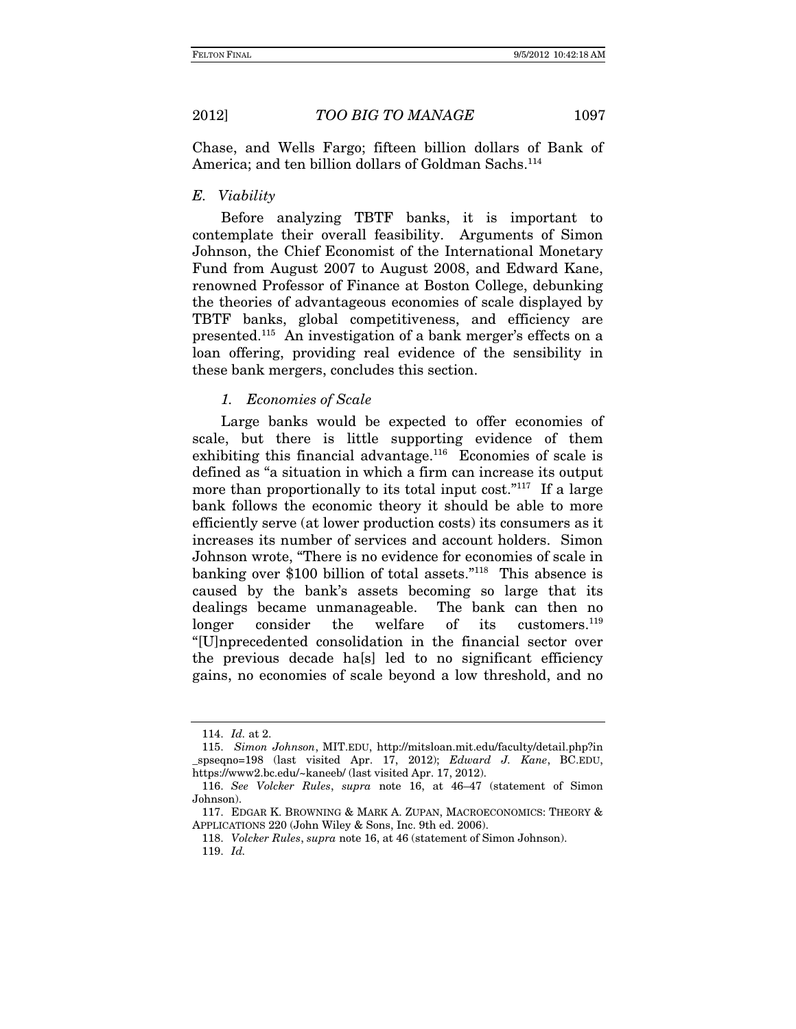Chase, and Wells Fargo; fifteen billion dollars of Bank of America; and ten billion dollars of Goldman Sachs.[114]

### *E. Viability*

Before analyzing TBTF banks, it is important to contemplate their overall feasibility. Arguments of Simon Johnson, the Chief Economist of the International Monetary Fund from August 2007 to August 2008, and Edward Kane, renowned Professor of Finance at Boston College, debunking the theories of advantageous economies of scale displayed by TBTF banks, global competitiveness, and efficiency are presented.[115] An investigation of a bank merger's effects on a loan offering, providing real evidence of the sensibility in these bank mergers, concludes this section.

#### *1. Economies of Scale*

Large banks would be expected to offer economies of scale, but there is little supporting evidence of them exhibiting this financial advantage.[116] Economies of scale is defined as "a situation in which a firm can increase its output more than proportionally to its total input cost."[117] If a large bank follows the economic theory it should be able to more efficiently serve (at lower production costs) its consumers as it increases its number of services and account holders. Simon Johnson wrote, "There is no evidence for economies of scale in banking over $100 billion of total assets."[118] This absence is caused by the bank's assets becoming so large that its dealings became unmanageable. The bank can then no longer consider the welfare of its customers.[119] "[U]nprecedented consolidation in the financial sector over the previous decade ha[s] led to no significant efficiency gains, no economies of scale beyond a low threshold, and no

---

114. *Id.* at 2.

115. *Simon Johnson*, MIT.EDU, http://mitsloan.mit.edu/faculty/detail.php?in_spseqno=198 (last visited Apr. 17, 2012); *Edward J. Kane*, BC.EDU, https://www2.bc.edu/~kaneeb/ (last visited Apr. 17, 2012).

116. *See Volcker Rules*, *supra* note 16, at 46–47 (statement of Simon Johnson).

117. EDGAR K. BROWNING & MARK A. ZUPAN, MACROECONOMICS: THEORY & APPLICATIONS 220 (John Wiley & Sons, Inc. 9th ed. 2006).

118. *Volcker Rules*, *supra* note 16, at 46 (statement of Simon Johnson).

119. *Id.*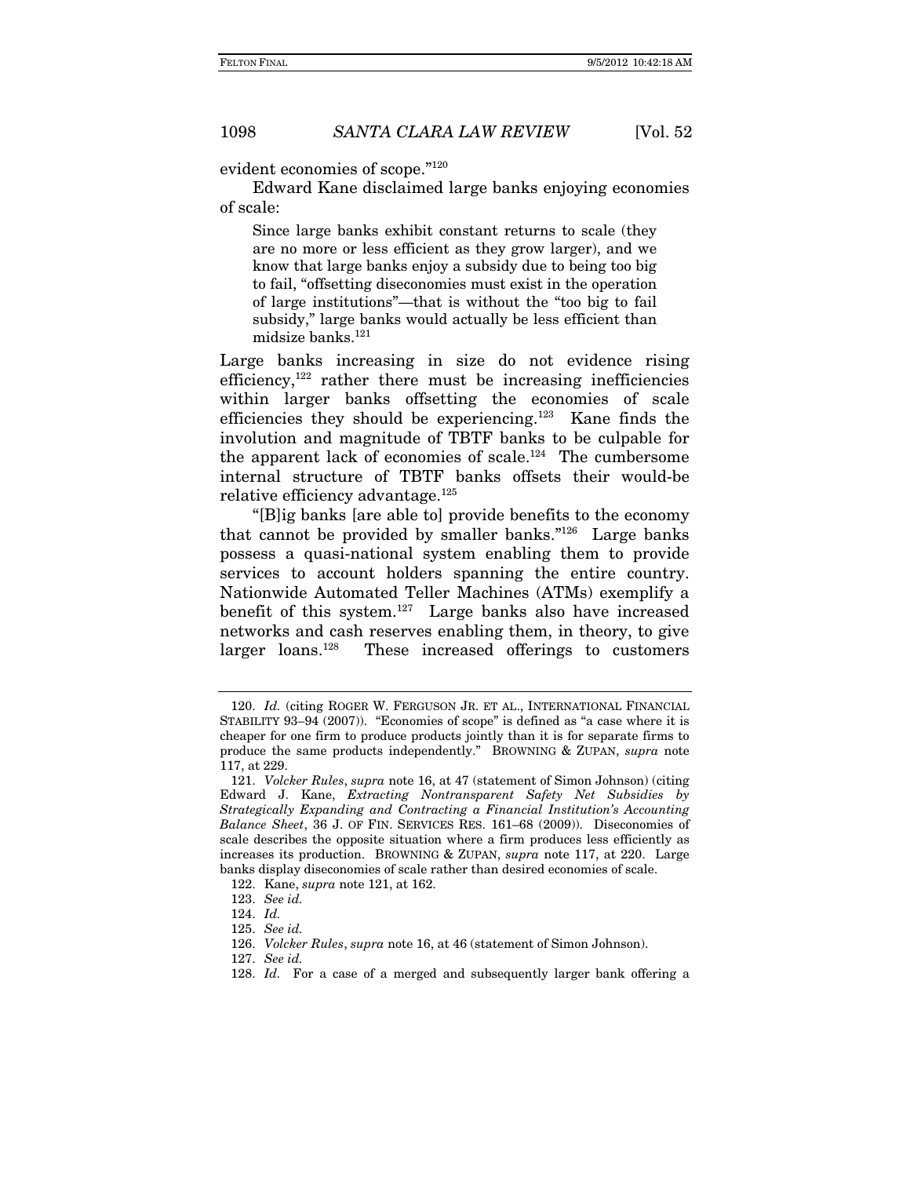evident economies of scope."[120]

Edward Kane disclaimed large banks enjoying economies of scale:

> Since large banks exhibit constant returns to scale (they are no more or less efficient as they grow larger), and we know that large banks enjoy a subsidy due to being too big to fail, "offsetting diseconomies must exist in the operation of large institutions"—that is without the "too big to fail subsidy," large banks would actually be less efficient than midsize banks.[121]

Large banks increasing in size do not evidence rising efficiency,[122] rather there must be increasing inefficiencies within larger banks offsetting the economies of scale efficiencies they should be experiencing.[123] Kane finds the involution and magnitude of TBTF banks to be culpable for the apparent lack of economies of scale.[124] The cumbersome internal structure of TBTF banks offsets their would-be relative efficiency advantage.[125]

"[B]ig banks [are able to] provide benefits to the economy that cannot be provided by smaller banks."[126] Large banks possess a quasi-national system enabling them to provide services to account holders spanning the entire country. Nationwide Automated Teller Machines (ATMs) exemplify a benefit of this system.[127] Large banks also have increased networks and cash reserves enabling them, in theory, to give larger loans.[128] These increased offerings to customers

---

120. *Id.* (citing ROGER W. FERGUSON JR. ET AL., INTERNATIONAL FINANCIAL STABILITY 93–94 (2007)). "Economies of scope" is defined as "a case where it is cheaper for one firm to produce products jointly than it is for separate firms to produce the same products independently." BROWNING & ZUPAN, *supra* note 117, at 229.

121. *Volcker Rules*, *supra* note 16, at 47 (statement of Simon Johnson) (citing Edward J. Kane, *Extracting Nontransparent Safety Net Subsidies by Strategically Expanding and Contracting a Financial Institution's Accounting Balance Sheet*, 36 J. OF FIN. SERVICES RES. 161–68 (2009)). Diseconomies of scale describes the opposite situation where a firm produces less efficiently as increases its production. BROWNING & ZUPAN, *supra* note 117, at 220. Large banks display diseconomies of scale rather than desired economies of scale.

122. Kane, *supra* note 121, at 162.

123. *See id.*

124. *Id.*

125. *See id.*

126. *Volcker Rules*, *supra* note 16, at 46 (statement of Simon Johnson).

127. *See id.*

128. *Id.* For a case of a merged and subsequently larger bank offering a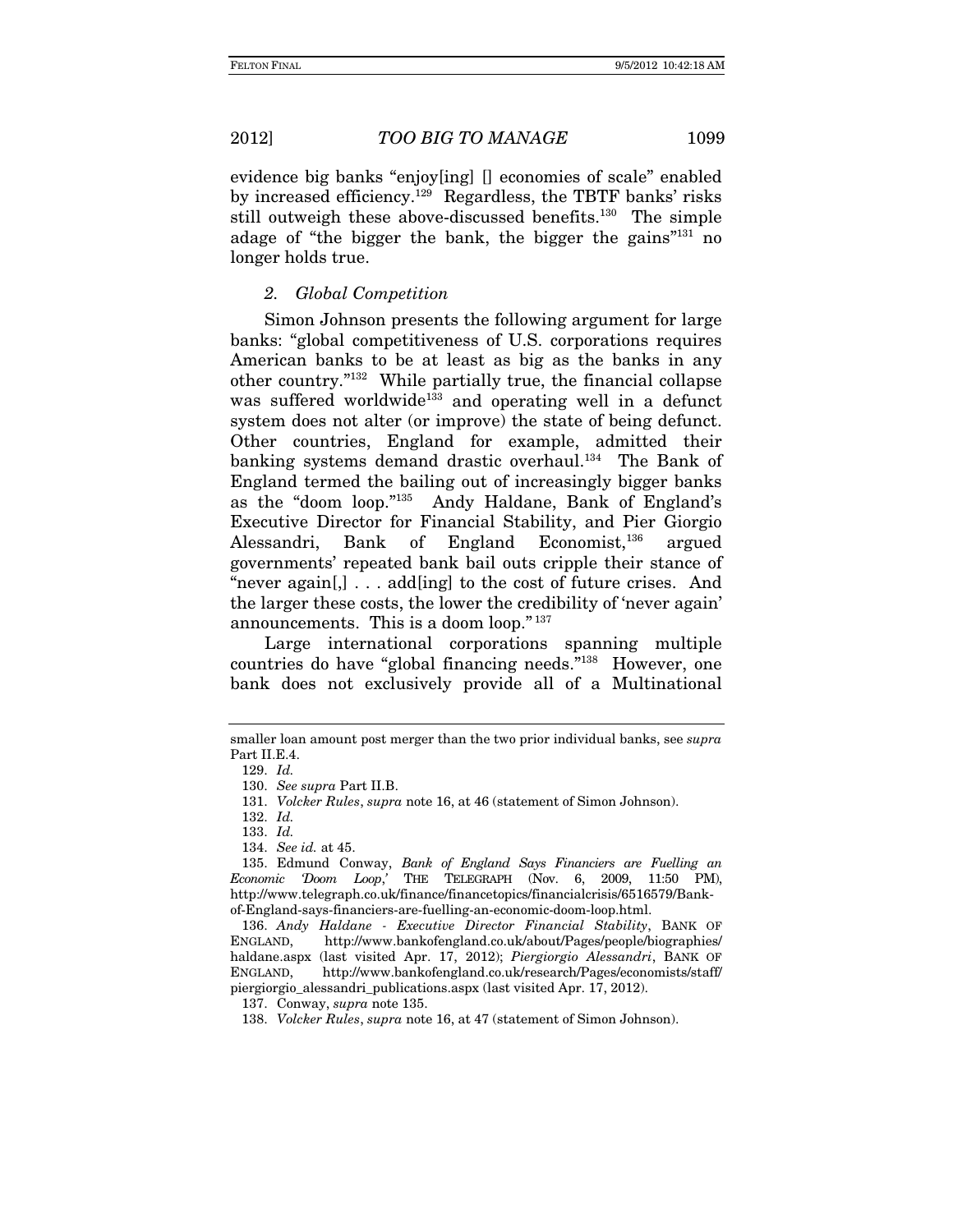evidence big banks "enjoy[ing] [] economies of scale" enabled by increased efficiency.[129] Regardless, the TBTF banks' risks still outweigh these above-discussed benefits.[130] The simple adage of "the bigger the bank, the bigger the gains"[131] no longer holds true.

### *2. Global Competition*

Simon Johnson presents the following argument for large banks: "global competitiveness of U.S. corporations requires American banks to be at least as big as the banks in any other country."[132] While partially true, the financial collapse was suffered worldwide[133] and operating well in a defunct system does not alter (or improve) the state of being defunct. Other countries, England for example, admitted their banking systems demand drastic overhaul.[134] The Bank of England termed the bailing out of increasingly bigger banks as the "doom loop."[135] Andy Haldane, Bank of England's Executive Director for Financial Stability, and Pier Giorgio Alessandri, Bank of England Economist,[136] argued governments' repeated bank bail outs cripple their stance of "never again[,] . . . add[ing] to the cost of future crises. And the larger these costs, the lower the credibility of 'never again' announcements. This is a doom loop."[137]

Large international corporations spanning multiple countries do have "global financing needs."[138] However, one bank does not exclusively provide all of a Multinational

---

smaller loan amount post merger than the two prior individual banks, see *supra* Part II.E.4.

129. *Id.*

130. *See supra* Part II.B.

131. *Volcker Rules*, *supra* note 16, at 46 (statement of Simon Johnson).

132. *Id.*

133. *Id.*

134. *See id.* at 45.

135. Edmund Conway, *Bank of England Says Financiers are Fuelling an Economic 'Doom Loop,'* THE TELEGRAPH (Nov. 6, 2009, 11:50 PM), http://www.telegraph.co.uk/finance/financetopics/financialcrisis/6516579/Bank-of-England-says-financiers-are-fuelling-an-economic-doom-loop.html.

136. *Andy Haldane - Executive Director Financial Stability*, BANK OF ENGLAND, http://www.bankofengland.co.uk/about/Pages/people/biographies/haldane.aspx (last visited Apr. 17, 2012); *Piergiorgio Alessandri*, BANK OF ENGLAND, http://www.bankofengland.co.uk/research/Pages/economists/staff/piergiorgio_alessandri_publications.aspx (last visited Apr. 17, 2012).

137. Conway, *supra* note 135.

138. *Volcker Rules*, *supra* note 16, at 47 (statement of Simon Johnson).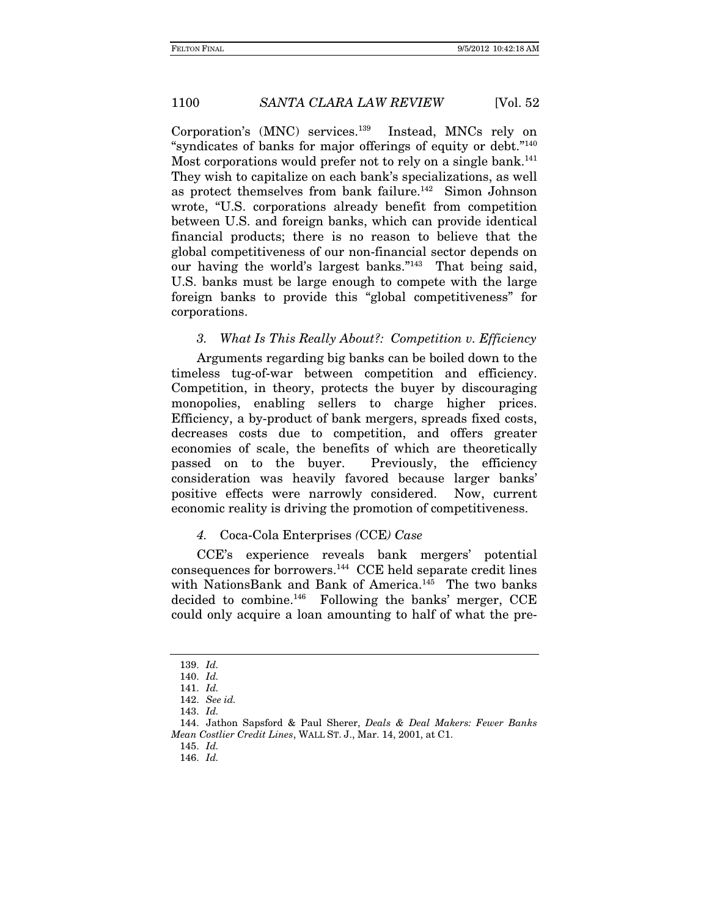Corporation's (MNC) services.[139] Instead, MNCs rely on "syndicates of banks for major offerings of equity or debt."[140] Most corporations would prefer not to rely on a single bank.[141] They wish to capitalize on each bank's specializations, as well as protect themselves from bank failure.[142] Simon Johnson wrote, "U.S. corporations already benefit from competition between U.S. and foreign banks, which can provide identical financial products; there is no reason to believe that the global competitiveness of our non-financial sector depends on our having the world's largest banks."[143] That being said, U.S. banks must be large enough to compete with the large foreign banks to provide this "global competitiveness" for corporations.

#### *3. What Is This Really About?: Competition v. Efficiency*

Arguments regarding big banks can be boiled down to the timeless tug-of-war between competition and efficiency. Competition, in theory, protects the buyer by discouraging monopolies, enabling sellers to charge higher prices. Efficiency, a by-product of bank mergers, spreads fixed costs, decreases costs due to competition, and offers greater economies of scale, the benefits of which are theoretically passed on to the buyer. Previously, the efficiency consideration was heavily favored because larger banks' positive effects were narrowly considered. Now, current economic reality is driving the promotion of competitiveness.

#### *4.* Coca-Cola Enterprises *(*CCE*) Case*

CCE's experience reveals bank mergers' potential consequences for borrowers.[144] CCE held separate credit lines with NationsBank and Bank of America.[145] The two banks decided to combine.[146] Following the banks' merger, CCE could only acquire a loan amounting to half of what the pre-

---

139. *Id.*
140. *Id.*
141. *Id.*
142. *See id.*
143. *Id.*
144. Jathon Sapsford & Paul Sherer, *Deals & Deal Makers: Fewer Banks Mean Costlier Credit Lines*, WALL ST. J., Mar. 14, 2001, at C1.
145. *Id.*
146. *Id.*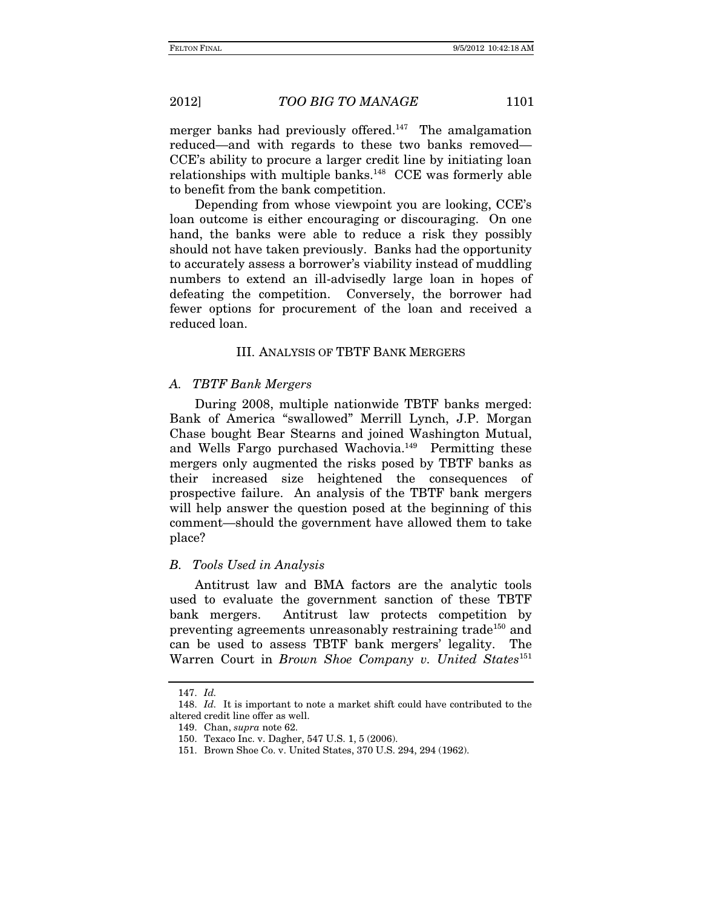merger banks had previously offered.[147] The amalgamation reduced—and with regards to these two banks removed—CCE's ability to procure a larger credit line by initiating loan relationships with multiple banks.[148] CCE was formerly able to benefit from the bank competition.

Depending from whose viewpoint you are looking, CCE's loan outcome is either encouraging or discouraging. On one hand, the banks were able to reduce a risk they possibly should not have taken previously. Banks had the opportunity to accurately assess a borrower's viability instead of muddling numbers to extend an ill-advisedly large loan in hopes of defeating the competition. Conversely, the borrower had fewer options for procurement of the loan and received a reduced loan.

## III. ANALYSIS OF TBTF BANK MERGERS

### *A. TBTF Bank Mergers*

During 2008, multiple nationwide TBTF banks merged: Bank of America "swallowed" Merrill Lynch, J.P. Morgan Chase bought Bear Stearns and joined Washington Mutual, and Wells Fargo purchased Wachovia.[149] Permitting these mergers only augmented the risks posed by TBTF banks as their increased size heightened the consequences of prospective failure. An analysis of the TBTF bank mergers will help answer the question posed at the beginning of this comment—should the government have allowed them to take place?

### *B. Tools Used in Analysis*

Antitrust law and BMA factors are the analytic tools used to evaluate the government sanction of these TBTF bank mergers. Antitrust law protects competition by preventing agreements unreasonably restraining trade[150] and can be used to assess TBTF bank mergers' legality. The Warren Court in *Brown Shoe Company v. United States*[151]

---

147. *Id.*

148. *Id.* It is important to note a market shift could have contributed to the altered credit line offer as well.

149. Chan, *supra* note 62.

150. Texaco Inc. v. Dagher, 547 U.S. 1, 5 (2006).

151. Brown Shoe Co. v. United States, 370 U.S. 294, 294 (1962).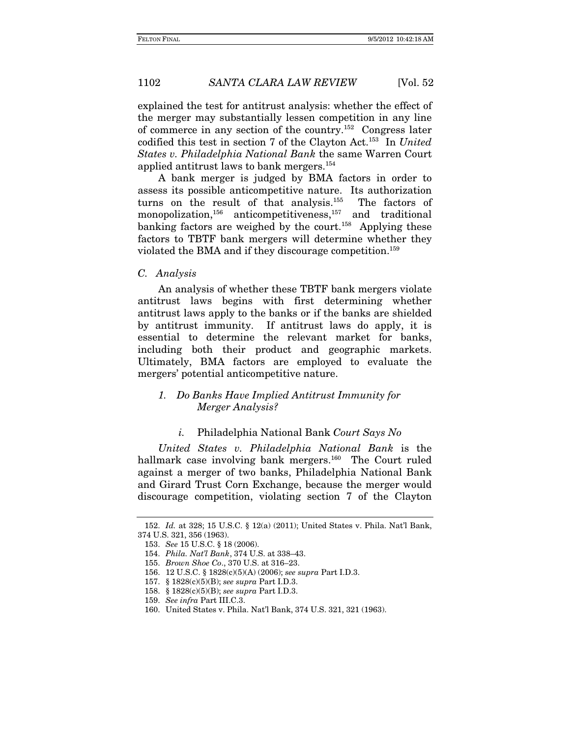explained the test for antitrust analysis: whether the effect of the merger may substantially lessen competition in any line of commerce in any section of the country.[152] Congress later codified this test in section 7 of the Clayton Act.[153] In *United States v. Philadelphia National Bank* the same Warren Court applied antitrust laws to bank mergers.[154]

A bank merger is judged by BMA factors in order to assess its possible anticompetitive nature. Its authorization turns on the result of that analysis.[155] The factors of monopolization,[156] anticompetitiveness,[157] and traditional banking factors are weighed by the court.[158] Applying these factors to TBTF bank mergers will determine whether they violated the BMA and if they discourage competition.[159]

### *C. Analysis*

An analysis of whether these TBTF bank mergers violate antitrust laws begins with first determining whether antitrust laws apply to the banks or if the banks are shielded by antitrust immunity. If antitrust laws do apply, it is essential to determine the relevant market for banks, including both their product and geographic markets. Ultimately, BMA factors are employed to evaluate the mergers' potential anticompetitive nature.

#### *1. Do Banks Have Implied Antitrust Immunity for Merger Analysis?*

##### *i.* Philadelphia National Bank *Court Says No*

*United States v. Philadelphia National Bank* is the hallmark case involving bank mergers.[160] The Court ruled against a merger of two banks, Philadelphia National Bank and Girard Trust Corn Exchange, because the merger would discourage competition, violating section 7 of the Clayton

---

152. *Id.* at 328; 15 U.S.C. § 12(a) (2011); United States v. Phila. Nat'l Bank, 374 U.S. 321, 356 (1963).

153. *See* 15 U.S.C. § 18 (2006).

154. *Phila. Nat'l Bank*, 374 U.S. at 338–43.

155. *Brown Shoe Co*., 370 U.S. at 316–23.

156. 12 U.S.C. § 1828(c)(5)(A) (2006); *see supra* Part I.D.3.

157. § 1828(c)(5)(B); *see supra* Part I.D.3.

158. § 1828(c)(5)(B); *see supra* Part I.D.3.

159. *See infra* Part III.C.3.

160. United States v. Phila. Nat'l Bank, 374 U.S. 321, 321 (1963).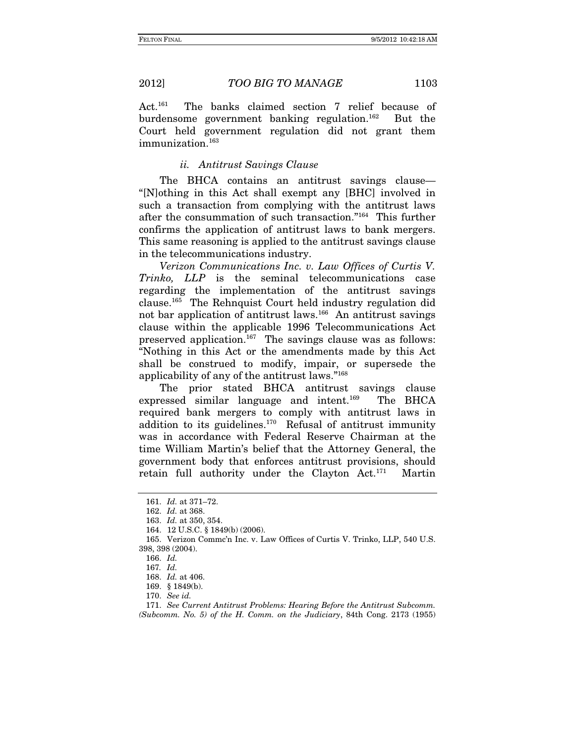Act.[161] The banks claimed section 7 relief because of burdensome government banking regulation.[162] But the Court held government regulation did not grant them immunization.[163]

#### *ii. Antitrust Savings Clause*

The BHCA contains an antitrust savings clause—"[N]othing in this Act shall exempt any [BHC] involved in such a transaction from complying with the antitrust laws after the consummation of such transaction."[164] This further confirms the application of antitrust laws to bank mergers. This same reasoning is applied to the antitrust savings clause in the telecommunications industry.

*Verizon Communications Inc. v. Law Offices of Curtis V. Trinko, LLP* is the seminal telecommunications case regarding the implementation of the antitrust savings clause.[165] The Rehnquist Court held industry regulation did not bar application of antitrust laws.[166] An antitrust savings clause within the applicable 1996 Telecommunications Act preserved application.[167] The savings clause was as follows: "Nothing in this Act or the amendments made by this Act shall be construed to modify, impair, or supersede the applicability of any of the antitrust laws."[168]

The prior stated BHCA antitrust savings clause expressed similar language and intent.[169] The BHCA required bank mergers to comply with antitrust laws in addition to its guidelines.[170] Refusal of antitrust immunity was in accordance with Federal Reserve Chairman at the time William Martin's belief that the Attorney General, the government body that enforces antitrust provisions, should retain full authority under the Clayton Act.[171] Martin

---

161. *Id.* at 371–72.

162. *Id.* at 368.

163. *Id.* at 350, 354.

164. 12 U.S.C. § 1849(b) (2006).

165. Verizon Commc'n Inc. v. Law Offices of Curtis V. Trinko, LLP, 540 U.S. 398, 398 (2004).

166. *Id.*

167. *Id.*

168. *Id.* at 406.

169. § 1849(b).

170. *See id.*

171. *See Current Antitrust Problems: Hearing Before the Antitrust Subcomm. (Subcomm. No. 5) of the H. Comm. on the Judiciary*, 84th Cong. 2173 (1955)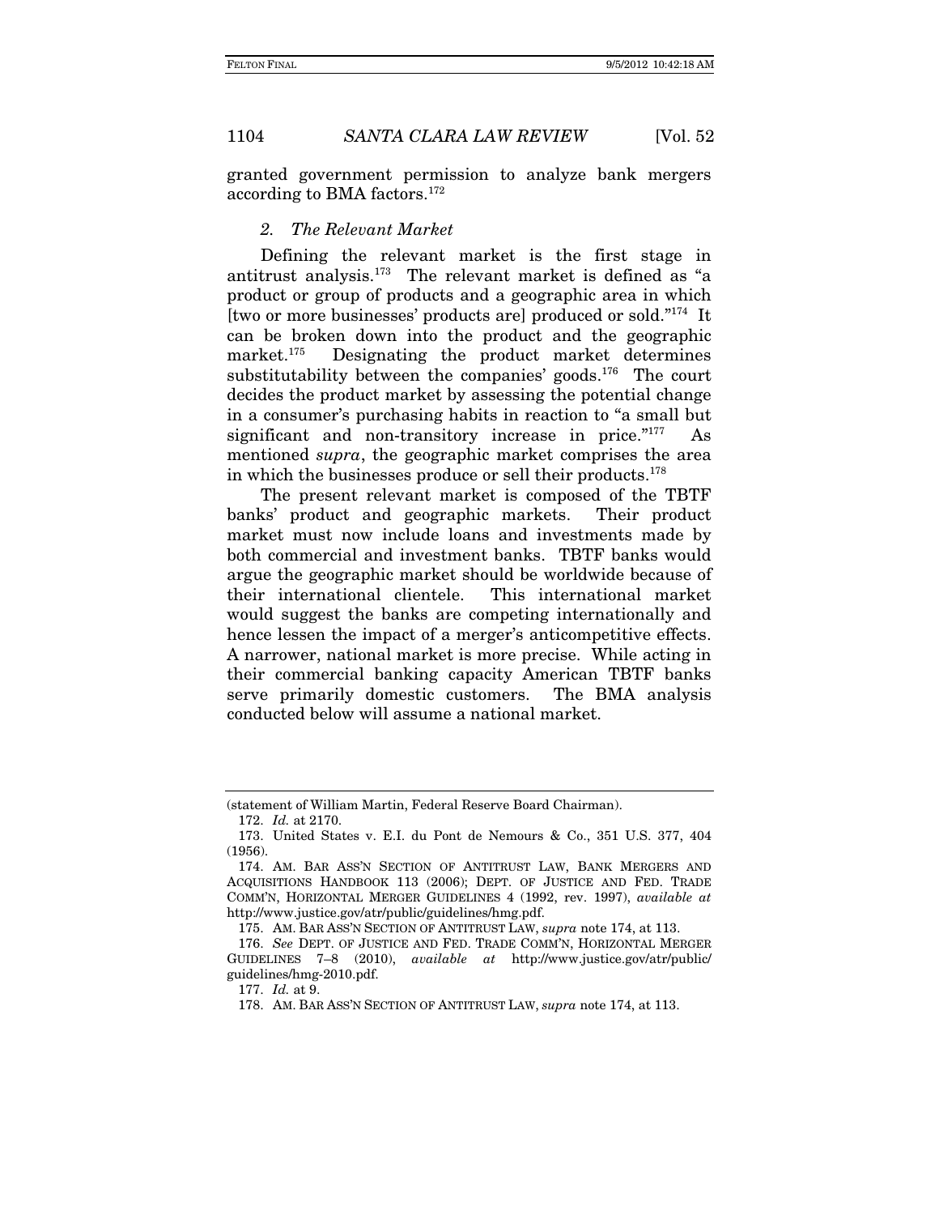granted government permission to analyze bank mergers according to BMA factors.[172]

### *2. The Relevant Market*

Defining the relevant market is the first stage in antitrust analysis.[173] The relevant market is defined as "a product or group of products and a geographic area in which [two or more businesses' products are] produced or sold."[174] It can be broken down into the product and the geographic market.[175] Designating the product market determines substitutability between the companies' goods.[176] The court decides the product market by assessing the potential change in a consumer's purchasing habits in reaction to "a small but significant and non-transitory increase in price."[177] As mentioned *supra*, the geographic market comprises the area in which the businesses produce or sell their products.[178]

The present relevant market is composed of the TBTF banks' product and geographic markets. Their product market must now include loans and investments made by both commercial and investment banks. TBTF banks would argue the geographic market should be worldwide because of their international clientele. This international market would suggest the banks are competing internationally and hence lessen the impact of a merger's anticompetitive effects. A narrower, national market is more precise. While acting in their commercial banking capacity American TBTF banks serve primarily domestic customers. The BMA analysis conducted below will assume a national market.

---

(statement of William Martin, Federal Reserve Board Chairman).

172. *Id.* at 2170.

173. United States v. E.I. du Pont de Nemours & Co., 351 U.S. 377, 404 (1956).

174. AM. BAR ASS'N SECTION OF ANTITRUST LAW, BANK MERGERS AND ACQUISITIONS HANDBOOK 113 (2006); DEPT. OF JUSTICE AND FED. TRADE COMM'N, HORIZONTAL MERGER GUIDELINES 4 (1992, rev. 1997), *available at* http://www.justice.gov/atr/public/guidelines/hmg.pdf.

175. AM. BAR ASS'N SECTION OF ANTITRUST LAW, *supra* note 174, at 113.

176. *See* DEPT. OF JUSTICE AND FED. TRADE COMM'N, HORIZONTAL MERGER GUIDELINES 7–8 (2010), *available at* http://www.justice.gov/atr/public/guidelines/hmg-2010.pdf.

177. *Id.* at 9.

178. AM. BAR ASS'N SECTION OF ANTITRUST LAW, *supra* note 174, at 113.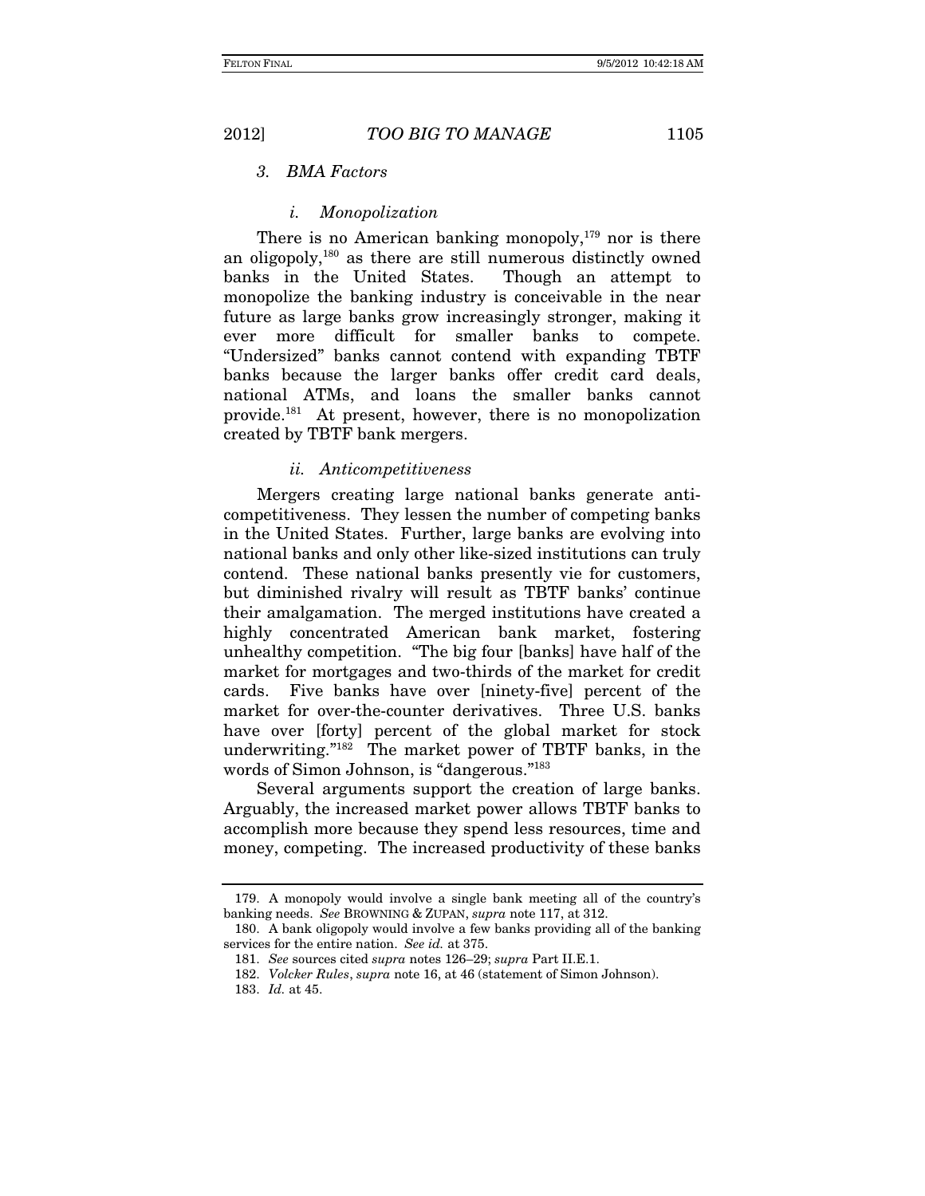### *3. BMA Factors*

#### *i. Monopolization*

There is no American banking monopoly,[179] nor is there an oligopoly,[180] as there are still numerous distinctly owned banks in the United States. Though an attempt to monopolize the banking industry is conceivable in the near future as large banks grow increasingly stronger, making it ever more difficult for smaller banks to compete. "Undersized" banks cannot contend with expanding TBTF banks because the larger banks offer credit card deals, national ATMs, and loans the smaller banks cannot provide.[181] At present, however, there is no monopolization created by TBTF bank mergers.

#### *ii. Anticompetitiveness*

Mergers creating large national banks generate anti-competitiveness. They lessen the number of competing banks in the United States. Further, large banks are evolving into national banks and only other like-sized institutions can truly contend. These national banks presently vie for customers, but diminished rivalry will result as TBTF banks' continue their amalgamation. The merged institutions have created a highly concentrated American bank market, fostering unhealthy competition. "The big four [banks] have half of the market for mortgages and two-thirds of the market for credit cards. Five banks have over [ninety-five] percent of the market for over-the-counter derivatives. Three U.S. banks have over [forty] percent of the global market for stock underwriting."[182] The market power of TBTF banks, in the words of Simon Johnson, is "dangerous."[183]

Several arguments support the creation of large banks. Arguably, the increased market power allows TBTF banks to accomplish more because they spend less resources, time and money, competing. The increased productivity of these banks

---

179. A monopoly would involve a single bank meeting all of the country's banking needs. *See* BROWNING & ZUPAN, *supra* note 117, at 312.

180. A bank oligopoly would involve a few banks providing all of the banking services for the entire nation. *See id.* at 375.

181. *See* sources cited *supra* notes 126–29; *supra* Part II.E.1.

182. *Volcker Rules*, *supra* note 16, at 46 (statement of Simon Johnson).

183. *Id.* at 45.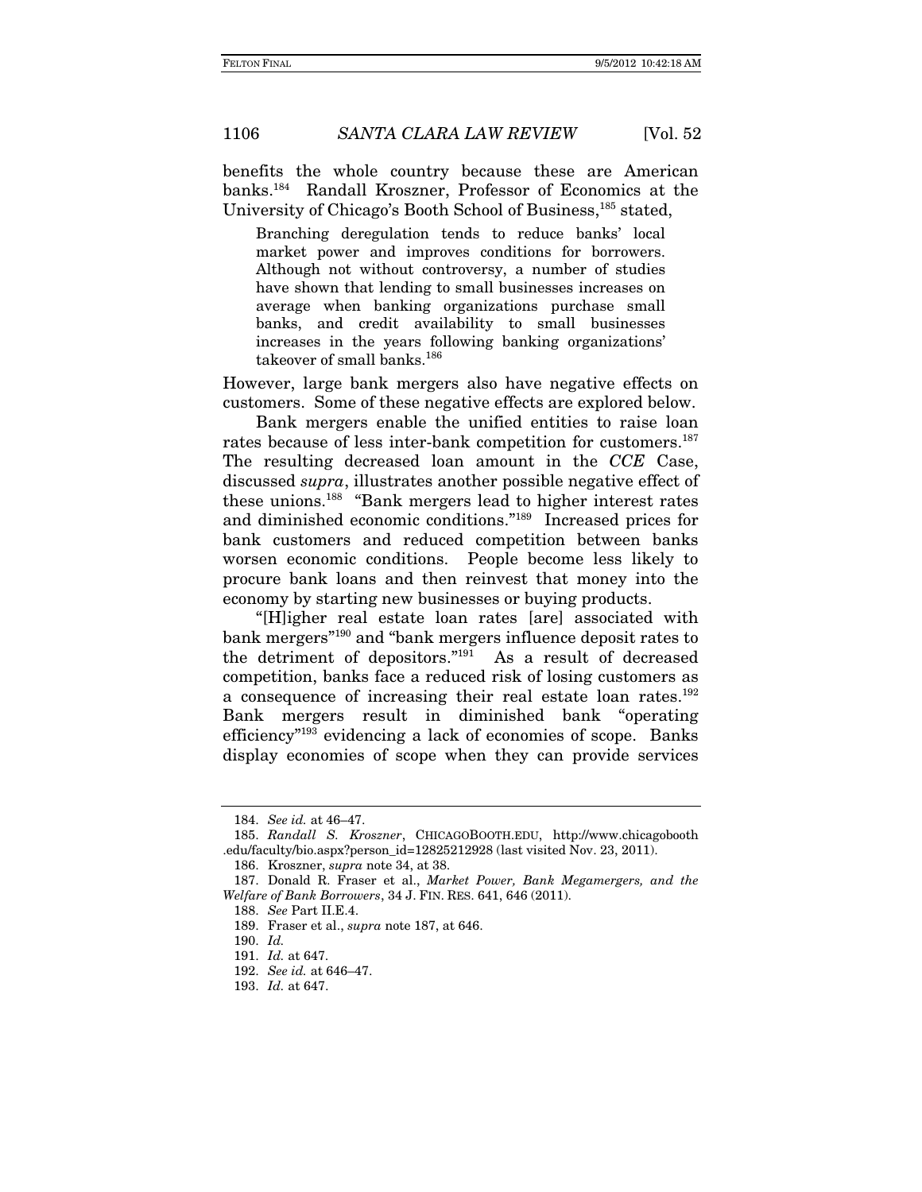benefits the whole country because these are American banks.[184] Randall Kroszner, Professor of Economics at the University of Chicago's Booth School of Business,[185] stated,

> Branching deregulation tends to reduce banks' local market power and improves conditions for borrowers. Although not without controversy, a number of studies have shown that lending to small businesses increases on average when banking organizations purchase small banks, and credit availability to small businesses increases in the years following banking organizations' takeover of small banks.[186]

However, large bank mergers also have negative effects on customers. Some of these negative effects are explored below.

Bank mergers enable the unified entities to raise loan rates because of less inter-bank competition for customers.[187] The resulting decreased loan amount in the *CCE* Case, discussed *supra*, illustrates another possible negative effect of these unions.[188] "Bank mergers lead to higher interest rates and diminished economic conditions."[189] Increased prices for bank customers and reduced competition between banks worsen economic conditions. People become less likely to procure bank loans and then reinvest that money into the economy by starting new businesses or buying products.

"[H]igher real estate loan rates [are] associated with bank mergers"[190] and "bank mergers influence deposit rates to the detriment of depositors."[191] As a result of decreased competition, banks face a reduced risk of losing customers as a consequence of increasing their real estate loan rates.[192] Bank mergers result in diminished bank "operating efficiency"[193] evidencing a lack of economies of scope. Banks display economies of scope when they can provide services

---

184. *See id.* at 46–47.

185. *Randall S. Kroszner*, CHICAGOBOOTH.EDU, http://www.chicagobooth.edu/faculty/bio.aspx?person_id=12825212928 (last visited Nov. 23, 2011).

186. Kroszner, *supra* note 34, at 38.

187. Donald R. Fraser et al., *Market Power, Bank Megamergers, and the Welfare of Bank Borrowers*, 34 J. FIN. RES. 641, 646 (2011).

188. *See* Part II.E.4.

189. Fraser et al., *supra* note 187, at 646.

190. *Id.*

191. *Id.* at 647.

192. *See id.* at 646–47.

193. *Id.* at 647.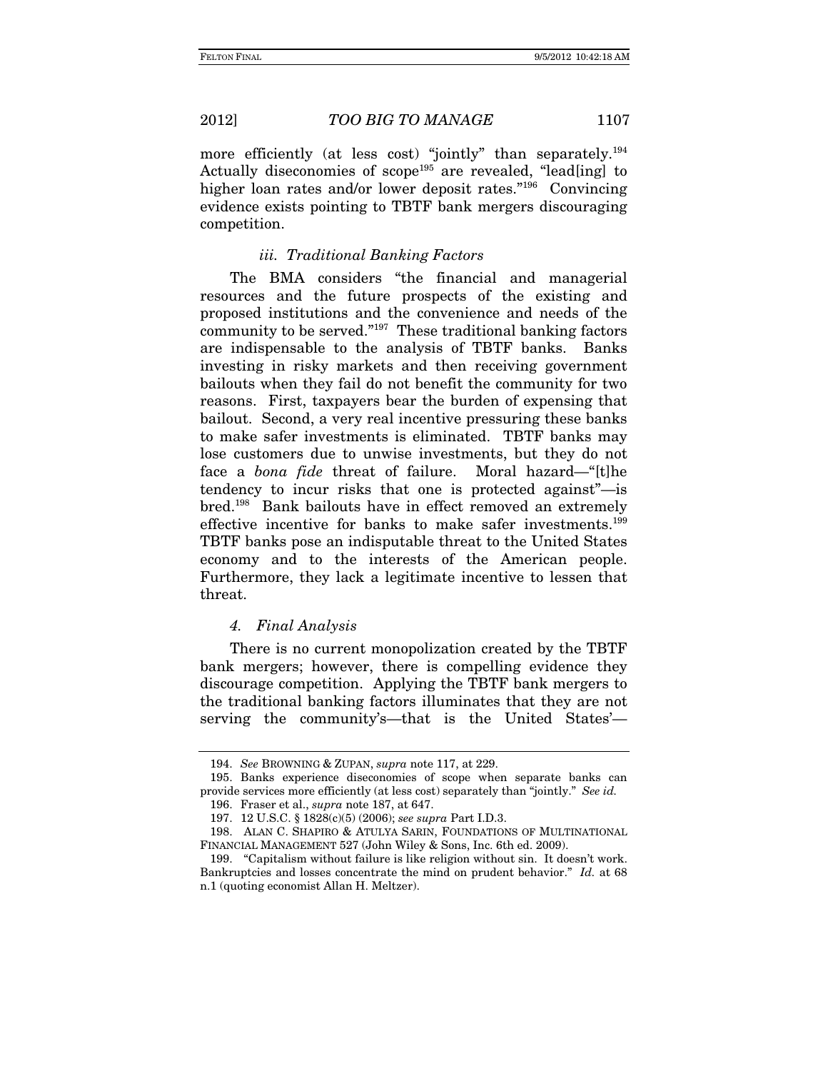more efficiently (at less cost) "jointly" than separately.[194] Actually diseconomies of scope[195] are revealed, "lead[ing] to higher loan rates and/or lower deposit rates."[196] Convincing evidence exists pointing to TBTF bank mergers discouraging competition.

*iii. Traditional Banking Factors*

The BMA considers "the financial and managerial resources and the future prospects of the existing and proposed institutions and the convenience and needs of the community to be served."[197] These traditional banking factors are indispensable to the analysis of TBTF banks. Banks investing in risky markets and then receiving government bailouts when they fail do not benefit the community for two reasons. First, taxpayers bear the burden of expensing that bailout. Second, a very real incentive pressuring these banks to make safer investments is eliminated. TBTF banks may lose customers due to unwise investments, but they do not face a *bona fide* threat of failure. Moral hazard—"[t]he tendency to incur risks that one is protected against"—is bred.[198] Bank bailouts have in effect removed an extremely effective incentive for banks to make safer investments.[199] TBTF banks pose an indisputable threat to the United States economy and to the interests of the American people. Furthermore, they lack a legitimate incentive to lessen that threat.

*4. Final Analysis*

There is no current monopolization created by the TBTF bank mergers; however, there is compelling evidence they discourage competition. Applying the TBTF bank mergers to the traditional banking factors illuminates that they are not serving the community's—that is the United States'—

---

194. *See* BROWNING & ZUPAN, *supra* note 117, at 229.

195. Banks experience diseconomies of scope when separate banks can provide services more efficiently (at less cost) separately than "jointly." *See id.*

196. Fraser et al., *supra* note 187, at 647.

197. 12 U.S.C. § 1828(c)(5) (2006); *see supra* Part I.D.3.

198. ALAN C. SHAPIRO & ATULYA SARIN, FOUNDATIONS OF MULTINATIONAL FINANCIAL MANAGEMENT 527 (John Wiley & Sons, Inc. 6th ed. 2009).

199. "Capitalism without failure is like religion without sin. It doesn't work. Bankruptcies and losses concentrate the mind on prudent behavior." *Id.* at 68 n.1 (quoting economist Allan H. Meltzer).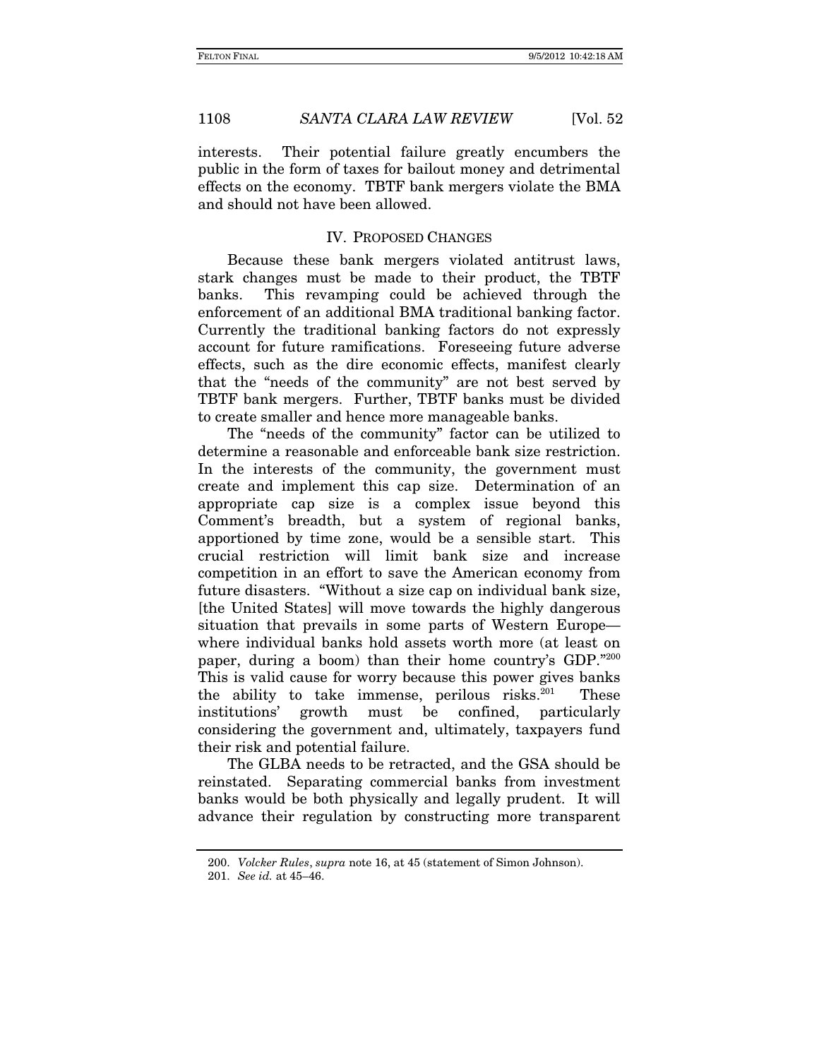interests. Their potential failure greatly encumbers the public in the form of taxes for bailout money and detrimental effects on the economy. TBTF bank mergers violate the BMA and should not have been allowed.

## IV. PROPOSED CHANGES

Because these bank mergers violated antitrust laws, stark changes must be made to their product, the TBTF banks. This revamping could be achieved through the enforcement of an additional BMA traditional banking factor. Currently the traditional banking factors do not expressly account for future ramifications. Foreseeing future adverse effects, such as the dire economic effects, manifest clearly that the "needs of the community" are not best served by TBTF bank mergers. Further, TBTF banks must be divided to create smaller and hence more manageable banks.

The "needs of the community" factor can be utilized to determine a reasonable and enforceable bank size restriction. In the interests of the community, the government must create and implement this cap size. Determination of an appropriate cap size is a complex issue beyond this Comment's breadth, but a system of regional banks, apportioned by time zone, would be a sensible start. This crucial restriction will limit bank size and increase competition in an effort to save the American economy from future disasters. "Without a size cap on individual bank size, [the United States] will move towards the highly dangerous situation that prevails in some parts of Western Europe—where individual banks hold assets worth more (at least on paper, during a boom) than their home country's GDP."[200] This is valid cause for worry because this power gives banks the ability to take immense, perilous risks.[201] These institutions' growth must be confined, particularly considering the government and, ultimately, taxpayers fund their risk and potential failure.

The GLBA needs to be retracted, and the GSA should be reinstated. Separating commercial banks from investment banks would be both physically and legally prudent. It will advance their regulation by constructing more transparent

---

200. *Volcker Rules*, *supra* note 16, at 45 (statement of Simon Johnson).

201. *See id.* at 45–46.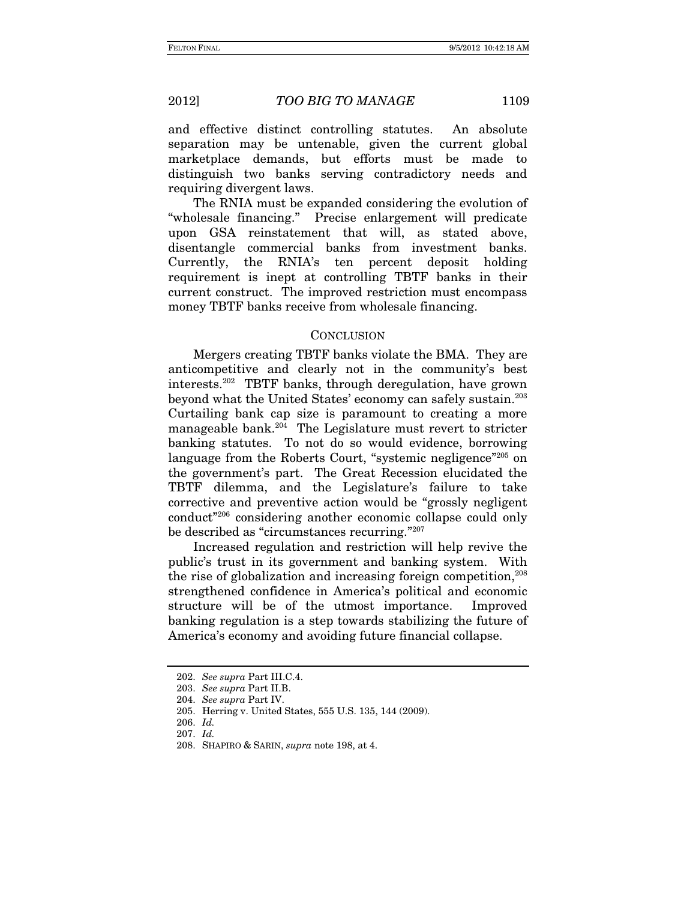and effective distinct controlling statutes. An absolute separation may be untenable, given the current global marketplace demands, but efforts must be made to distinguish two banks serving contradictory needs and requiring divergent laws.

The RNIA must be expanded considering the evolution of "wholesale financing." Precise enlargement will predicate upon GSA reinstatement that will, as stated above, disentangle commercial banks from investment banks. Currently, the RNIA's ten percent deposit holding requirement is inept at controlling TBTF banks in their current construct. The improved restriction must encompass money TBTF banks receive from wholesale financing.

## CONCLUSION

Mergers creating TBTF banks violate the BMA. They are anticompetitive and clearly not in the community's best interests.[202] TBTF banks, through deregulation, have grown beyond what the United States' economy can safely sustain.[203] Curtailing bank cap size is paramount to creating a more manageable bank.[204] The Legislature must revert to stricter banking statutes. To not do so would evidence, borrowing language from the Roberts Court, "systemic negligence"[205] on the government's part. The Great Recession elucidated the TBTF dilemma, and the Legislature's failure to take corrective and preventive action would be "grossly negligent conduct"[206] considering another economic collapse could only be described as "circumstances recurring."[207]

Increased regulation and restriction will help revive the public's trust in its government and banking system. With the rise of globalization and increasing foreign competition,[208] strengthened confidence in America's political and economic structure will be of the utmost importance. Improved banking regulation is a step towards stabilizing the future of America's economy and avoiding future financial collapse.

---

202. *See supra* Part III.C.4.

203. *See supra* Part II.B.

204. *See supra* Part IV.

205. Herring v. United States, 555 U.S. 135, 144 (2009).

206. *Id.*

207. *Id.*

208. SHAPIRO & SARIN, *supra* note 198, at 4.